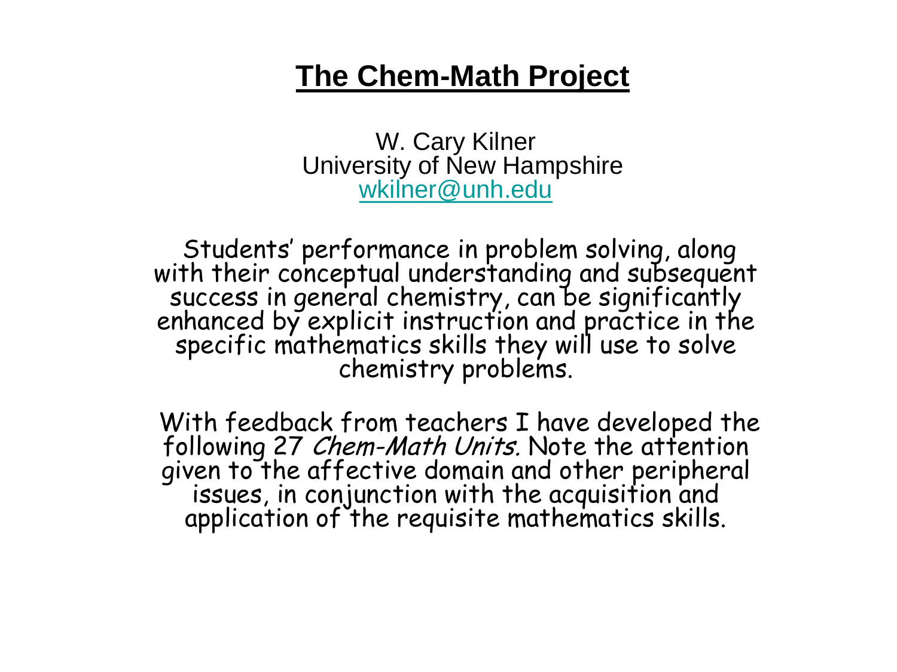# The Chem-Math Project

W. Cary Kilner
University of New Hampshire
wkilner@unh.edu

Students' performance in problem solving, along with their conceptual understanding and subsequent success in general chemistry, can be significantly enhanced by explicit instruction and practice in the specific mathematics skills they will use to solve chemistry problems.

With feedback from teachers I have developed the following 27 *Chem-Math Units.* Note the attention given to the affective domain and other peripheral issues, in conjunction with the acquisition and application of the requisite mathematics skills.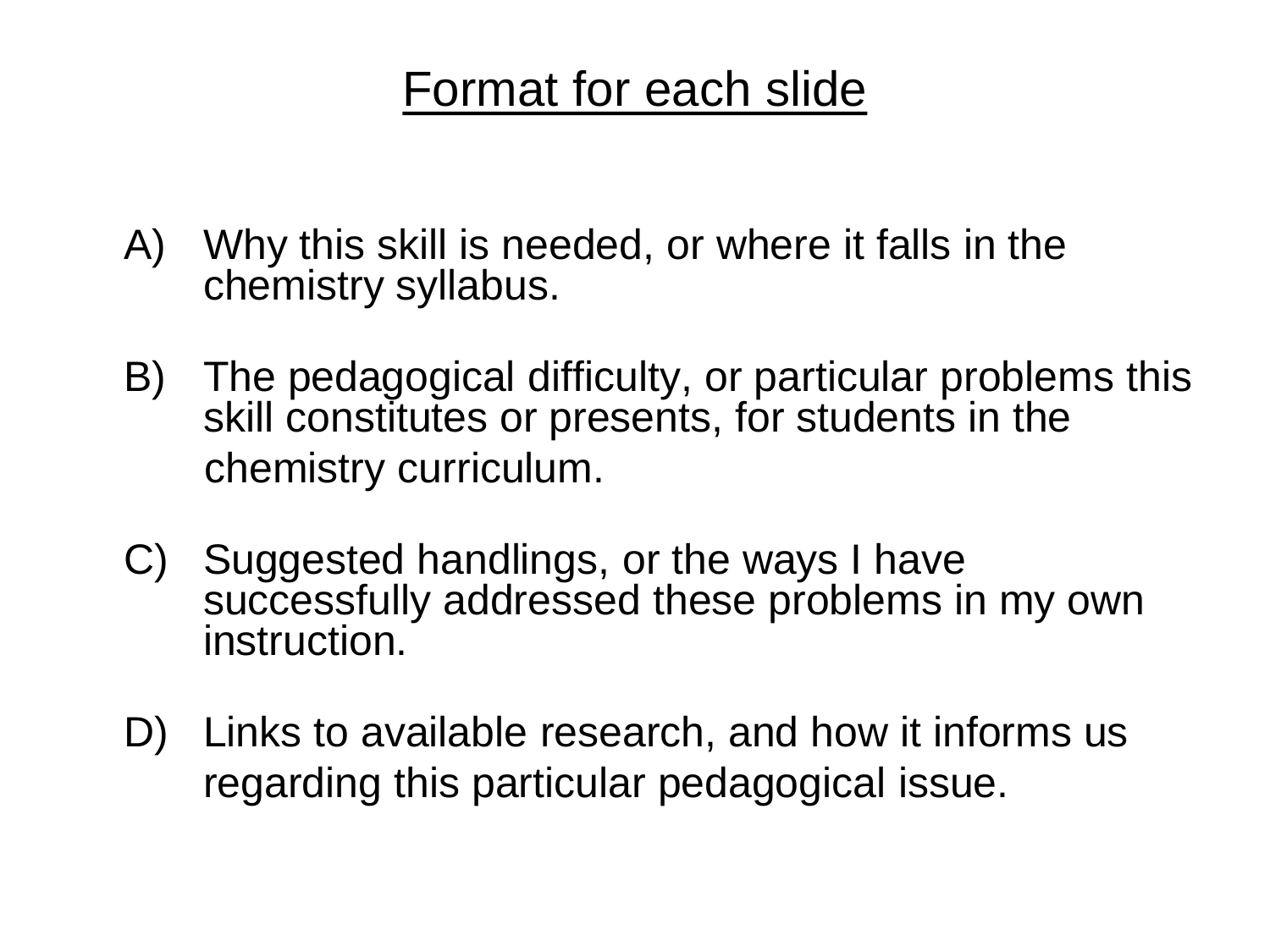# Format for each slide

A) Why this skill is needed, or where it falls in the chemistry syllabus.

B) The pedagogical difficulty, or particular problems this skill constitutes or presents, for students in the chemistry curriculum.

C) Suggested handlings, or the ways I have successfully addressed these problems in my own instruction.

D) Links to available research, and how it informs us regarding this particular pedagogical issue.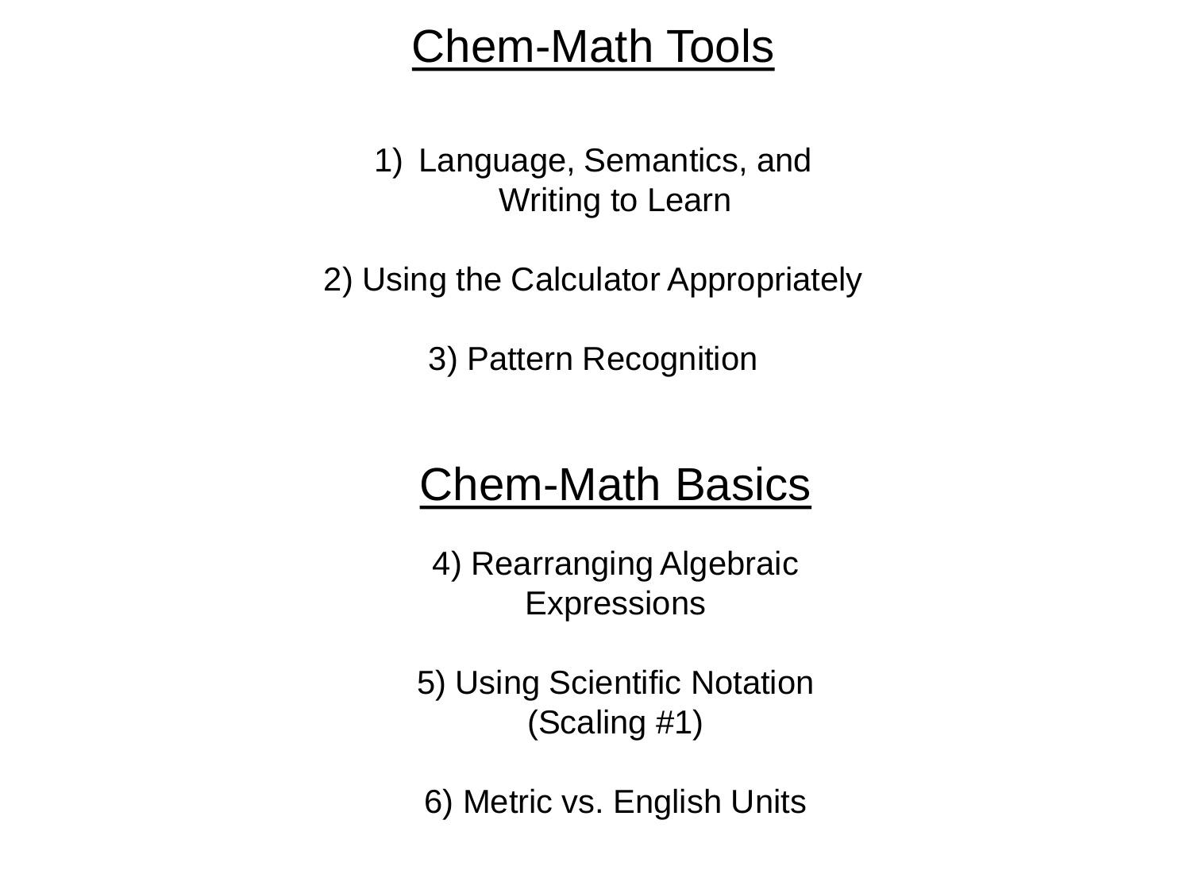# Chem-Math Tools

1) Language, Semantics, and Writing to Learn

2) Using the Calculator Appropriately

3) Pattern Recognition

# Chem-Math Basics

4) Rearranging Algebraic Expressions

5) Using Scientific Notation (Scaling #1)

6) Metric vs. English Units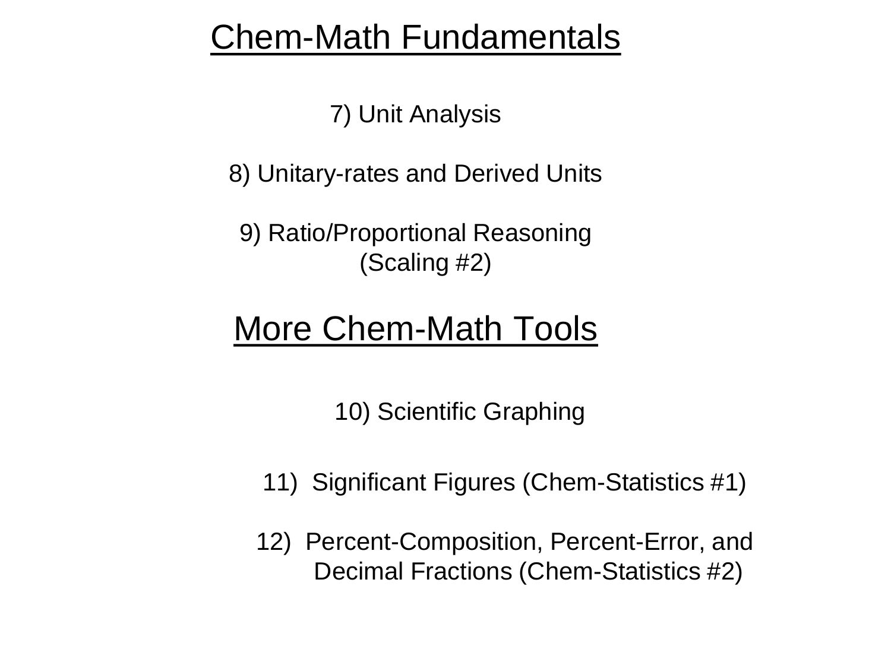## Chem-Math Fundamentals

7) Unit Analysis

8) Unitary-rates and Derived Units

9) Ratio/Proportional Reasoning (Scaling #2)

## More Chem-Math Tools

10) Scientific Graphing

11) Significant Figures (Chem-Statistics #1)

12) Percent-Composition, Percent-Error, and Decimal Fractions (Chem-Statistics #2)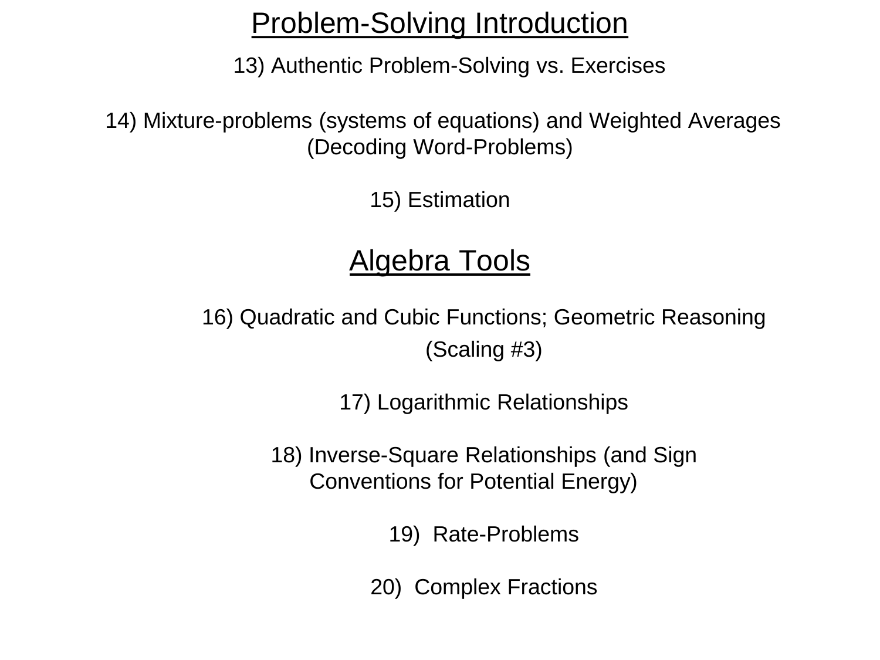## Problem-Solving Introduction

13) Authentic Problem-Solving vs. Exercises

14) Mixture-problems (systems of equations) and Weighted Averages (Decoding Word-Problems)

15) Estimation

## Algebra Tools

16) Quadratic and Cubic Functions; Geometric Reasoning (Scaling #3)

17) Logarithmic Relationships

18) Inverse-Square Relationships (and Sign Conventions for Potential Energy)

19) Rate-Problems

20) Complex Fractions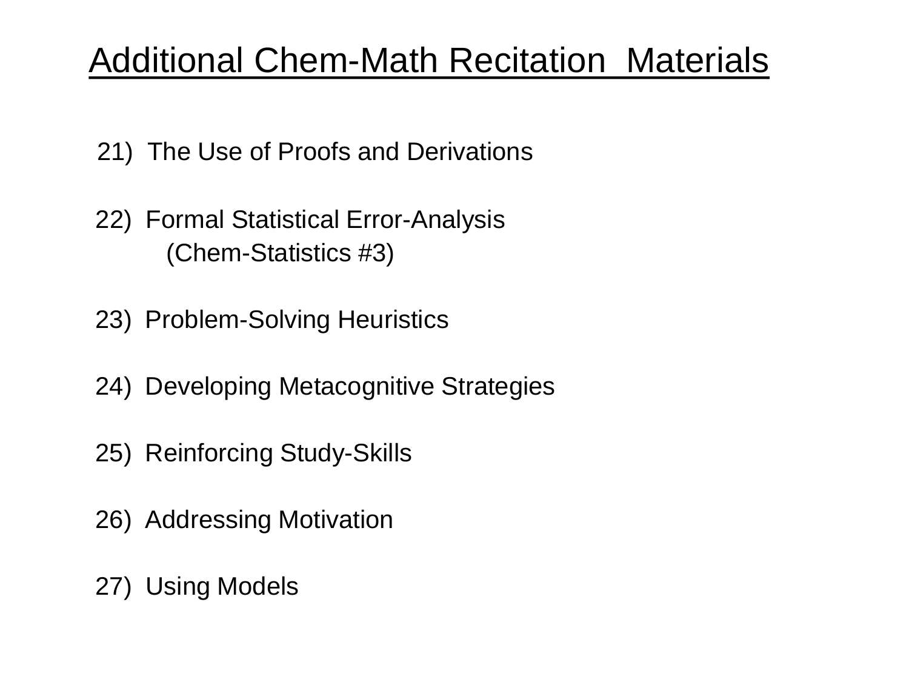# Additional Chem-Math Recitation Materials

21) The Use of Proofs and Derivations

22) Formal Statistical Error-Analysis
    (Chem-Statistics #3)

23) Problem-Solving Heuristics

24) Developing Metacognitive Strategies

25) Reinforcing Study-Skills

26) Addressing Motivation

27) Using Models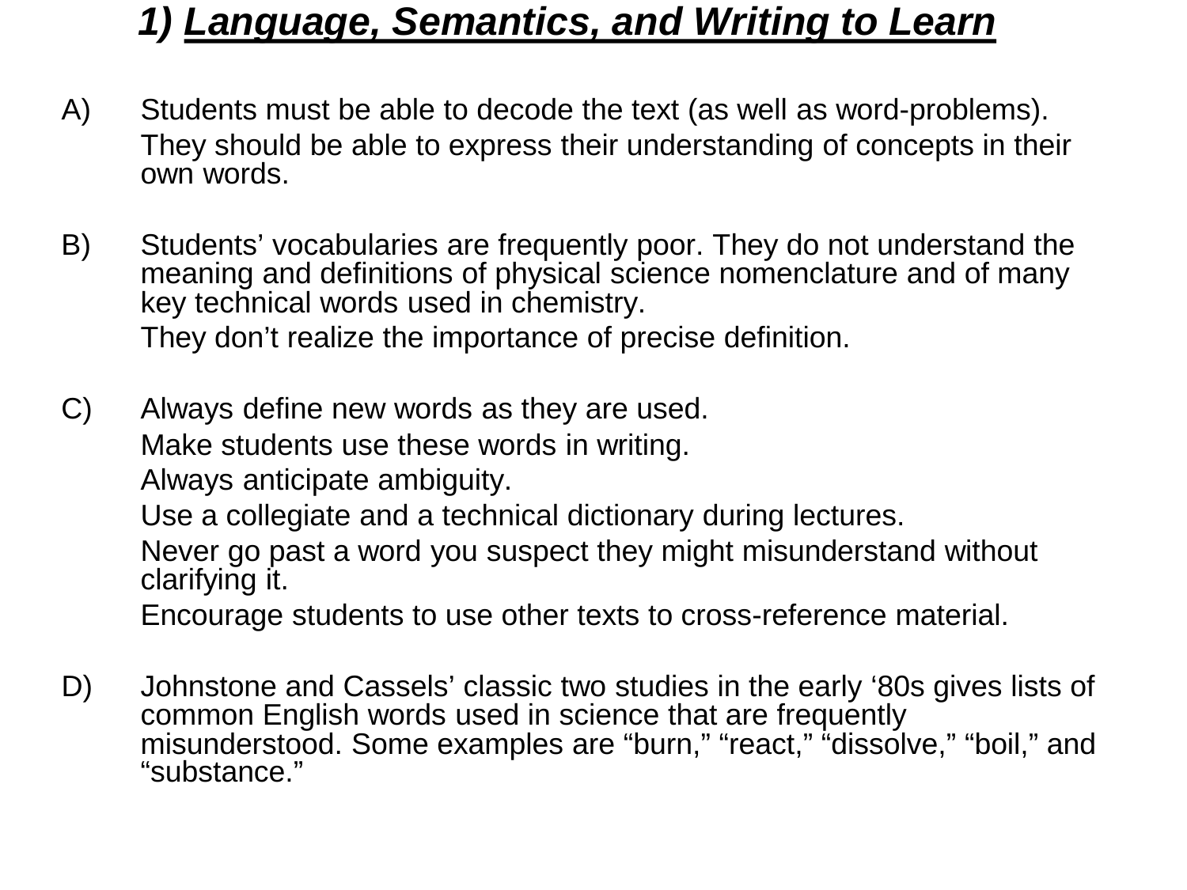# *1) Language, Semantics, and Writing to Learn*

A) Students must be able to decode the text (as well as word-problems).

   They should be able to express their understanding of concepts in their own words.

B) Students' vocabularies are frequently poor. They do not understand the meaning and definitions of physical science nomenclature and of many key technical words used in chemistry.

   They don't realize the importance of precise definition.

C) Always define new words as they are used.

   Make students use these words in writing.

   Always anticipate ambiguity.

   Use a collegiate and a technical dictionary during lectures.

   Never go past a word you suspect they might misunderstand without clarifying it.

   Encourage students to use other texts to cross-reference material.

D) Johnstone and Cassels' classic two studies in the early '80s gives lists of common English words used in science that are frequently misunderstood. Some examples are "burn," "react," "dissolve," "boil," and "substance."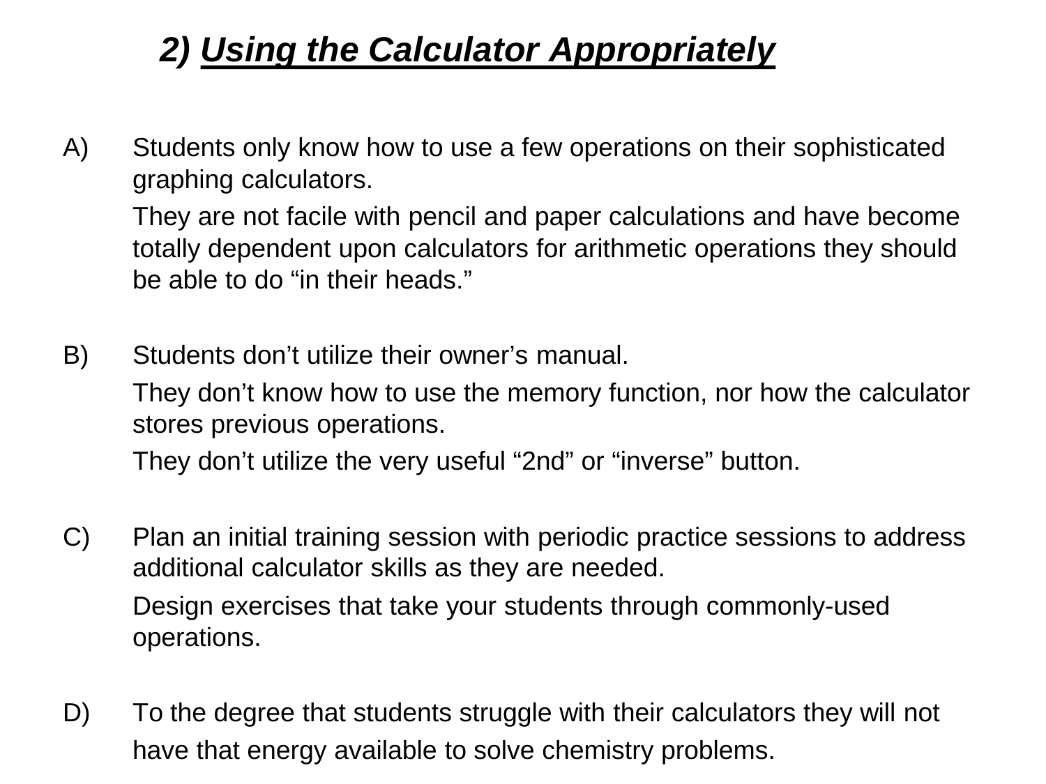## 2) ***Using the Calculator Appropriately***

A) Students only know how to use a few operations on their sophisticated graphing calculators.

   They are not facile with pencil and paper calculations and have become totally dependent upon calculators for arithmetic operations they should be able to do “in their heads.”

B) Students don’t utilize their owner’s manual.

   They don’t know how to use the memory function, nor how the calculator stores previous operations.

   They don’t utilize the very useful “2nd” or “inverse” button.

C) Plan an initial training session with periodic practice sessions to address additional calculator skills as they are needed.

   Design exercises that take your students through commonly-used operations.

D) To the degree that students struggle with their calculators they will not have that energy available to solve chemistry problems.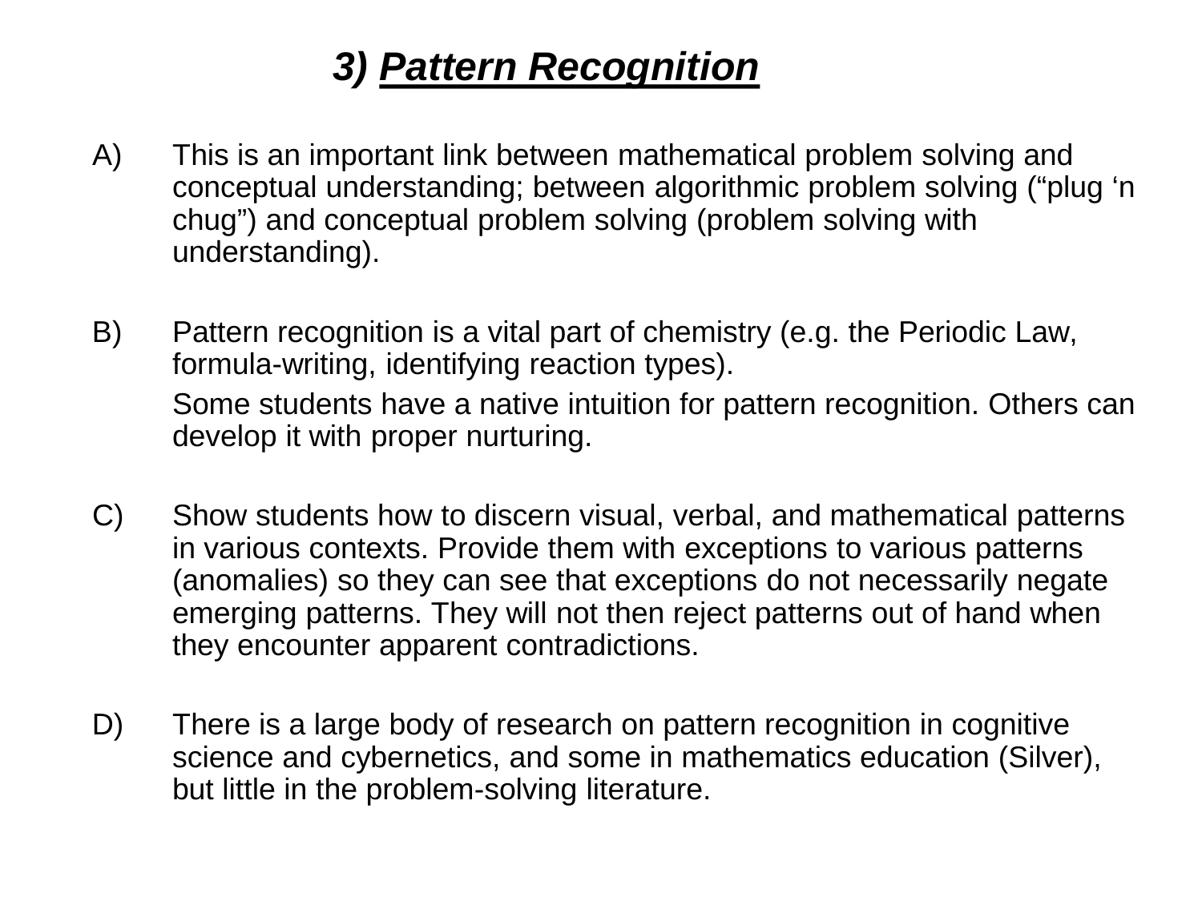## *3) Pattern Recognition*

A) This is an important link between mathematical problem solving and conceptual understanding; between algorithmic problem solving (“plug ‘n chug”) and conceptual problem solving (problem solving with understanding).

B) Pattern recognition is a vital part of chemistry (e.g. the Periodic Law, formula-writing, identifying reaction types).

   Some students have a native intuition for pattern recognition. Others can develop it with proper nurturing.

C) Show students how to discern visual, verbal, and mathematical patterns in various contexts. Provide them with exceptions to various patterns (anomalies) so they can see that exceptions do not necessarily negate emerging patterns. They will not then reject patterns out of hand when they encounter apparent contradictions.

D) There is a large body of research on pattern recognition in cognitive science and cybernetics, and some in mathematics education (Silver), but little in the problem-solving literature.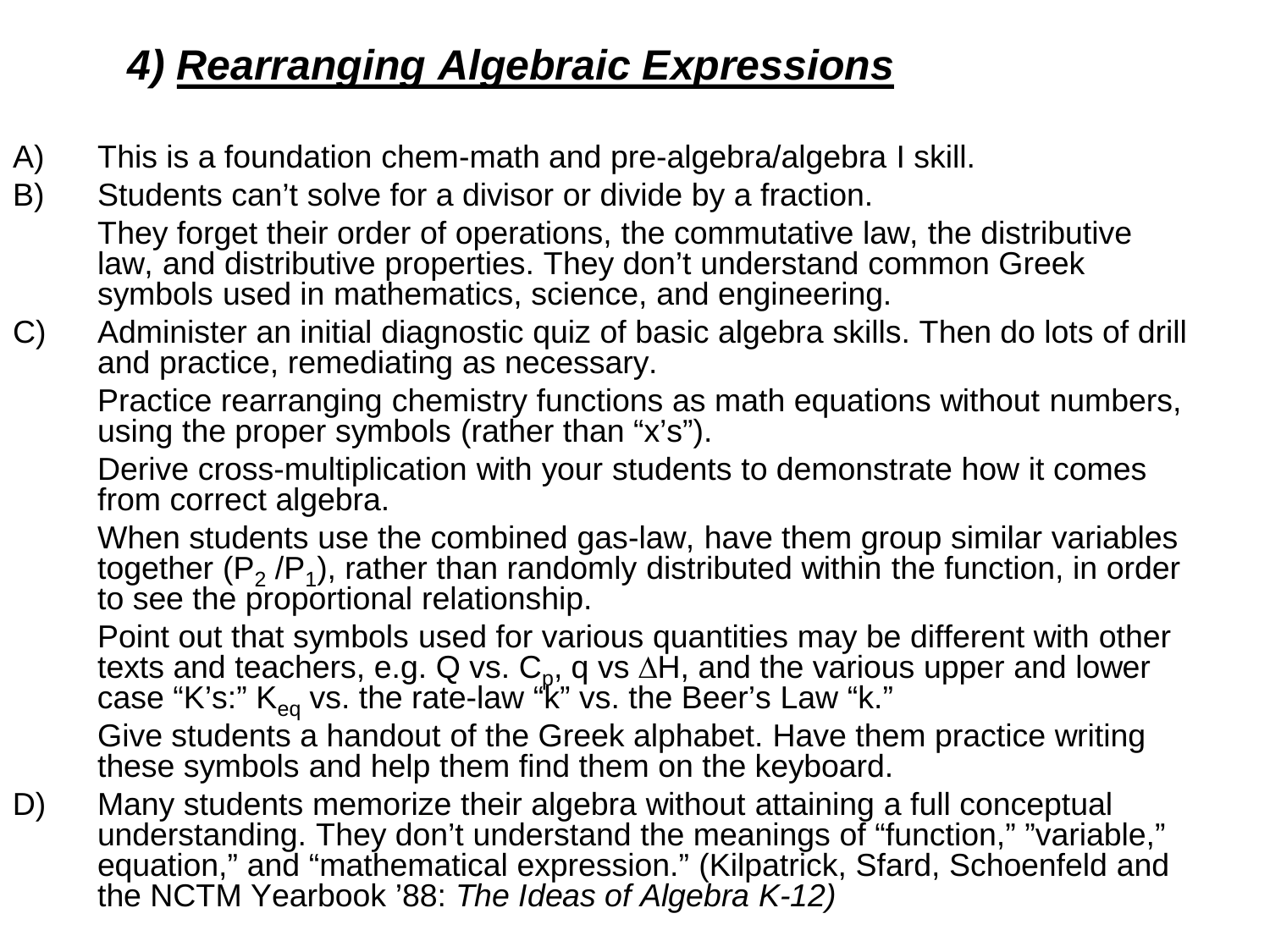## 4) ***Rearranging Algebraic Expressions***

A) This is a foundation chem-math and pre-algebra/algebra I skill.

B) Students can't solve for a divisor or divide by a fraction.

   They forget their order of operations, the commutative law, the distributive law, and distributive properties. They don't understand common Greek symbols used in mathematics, science, and engineering.

C) Administer an initial diagnostic quiz of basic algebra skills. Then do lots of drill and practice, remediating as necessary.

   Practice rearranging chemistry functions as math equations without numbers, using the proper symbols (rather than "x's").

   Derive cross-multiplication with your students to demonstrate how it comes from correct algebra.

   When students use the combined gas-law, have them group similar variables together ($P_2 / P_1$), rather than randomly distributed within the function, in order to see the proportional relationship.

   Point out that symbols used for various quantities may be different with other texts and teachers, e.g. Q vs. $C_p$, q vs $\Delta H$, and the various upper and lower case "K's:" $K_{eq}$ vs. the rate-law "k" vs. the Beer's Law "k."

   Give students a handout of the Greek alphabet. Have them practice writing these symbols and help them find them on the keyboard.

D) Many students memorize their algebra without attaining a full conceptual understanding. They don't understand the meanings of "function," "variable," equation," and "mathematical expression." (Kilpatrick, Sfard, Schoenfeld and the NCTM Yearbook '88: *The Ideas of Algebra K-12)*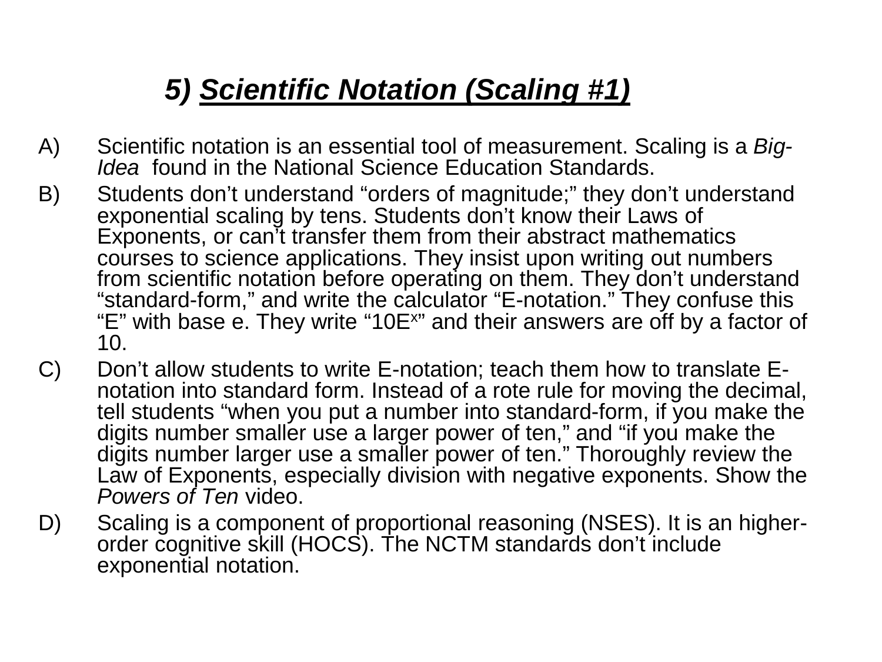## *5) Scientific Notation (Scaling #1)*

A) Scientific notation is an essential tool of measurement. Scaling is a *Big-Idea* found in the National Science Education Standards.

B) Students don't understand "orders of magnitude;" they don't understand exponential scaling by tens. Students don't know their Laws of Exponents, or can't transfer them from their abstract mathematics courses to science applications. They insist upon writing out numbers from scientific notation before operating on them. They don't understand "standard-form," and write the calculator "E-notation." They confuse this "E" with base e. They write "$10E^x$" and their answers are off by a factor of 10.

C) Don't allow students to write E-notation; teach them how to translate E-notation into standard form. Instead of a rote rule for moving the decimal, tell students "when you put a number into standard-form, if you make the digits number smaller use a larger power of ten," and "if you make the digits number larger use a smaller power of ten." Thoroughly review the Law of Exponents, especially division with negative exponents. Show the *Powers of Ten* video.

D) Scaling is a component of proportional reasoning (NSES). It is an higher-order cognitive skill (HOCS). The NCTM standards don't include exponential notation.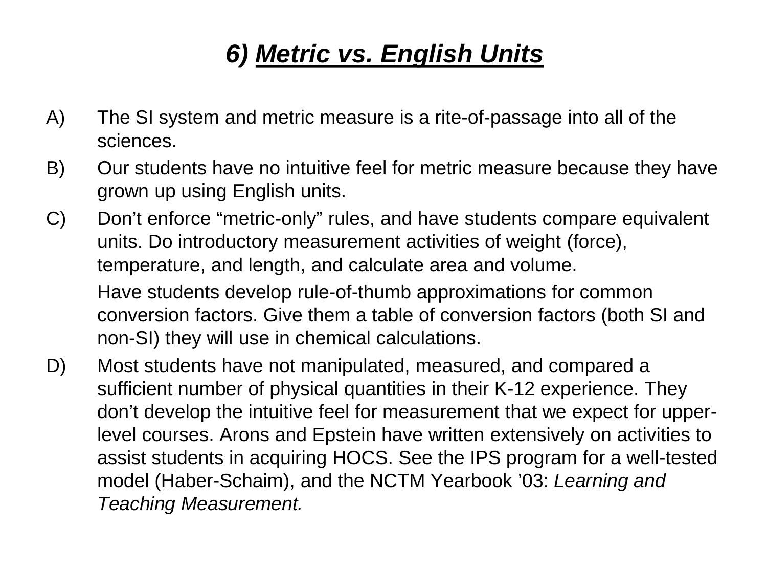# *6) Metric vs. English Units*

A) The SI system and metric measure is a rite-of-passage into all of the sciences.

B) Our students have no intuitive feel for metric measure because they have grown up using English units.

C) Don’t enforce “metric-only” rules, and have students compare equivalent units. Do introductory measurement activities of weight (force), temperature, and length, and calculate area and volume.

   Have students develop rule-of-thumb approximations for common conversion factors. Give them a table of conversion factors (both SI and non-SI) they will use in chemical calculations.

D) Most students have not manipulated, measured, and compared a sufficient number of physical quantities in their K-12 experience. They don’t develop the intuitive feel for measurement that we expect for upper-level courses. Arons and Epstein have written extensively on activities to assist students in acquiring HOCS. See the IPS program for a well-tested model (Haber-Schaim), and the NCTM Yearbook ’03: *Learning and Teaching Measurement.*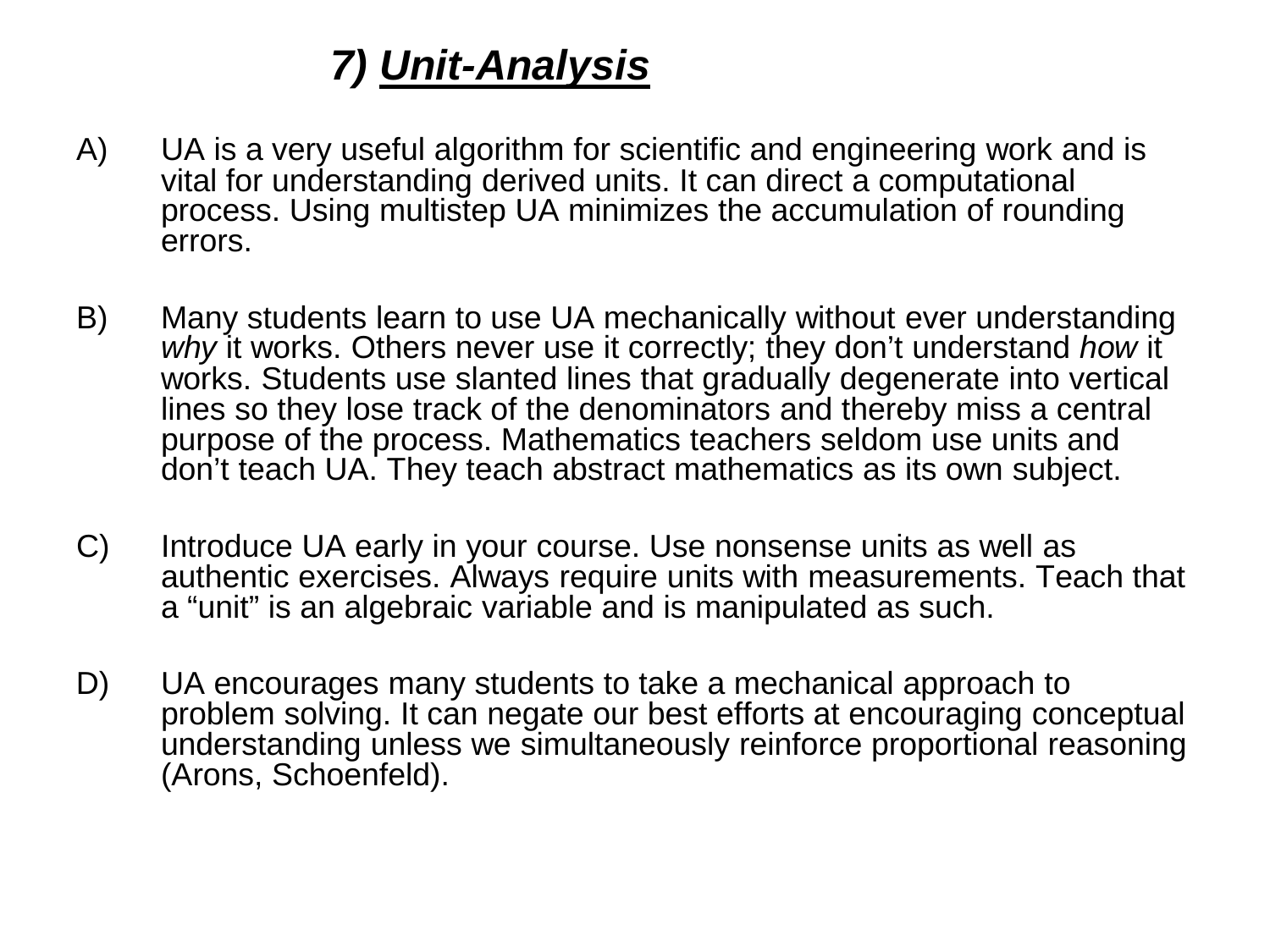# 7) ***Unit-Analysis***

A) UA is a very useful algorithm for scientific and engineering work and is vital for understanding derived units. It can direct a computational process. Using multistep UA minimizes the accumulation of rounding errors.

B) Many students learn to use UA mechanically without ever understanding *why* it works. Others never use it correctly; they don't understand *how* it works. Students use slanted lines that gradually degenerate into vertical lines so they lose track of the denominators and thereby miss a central purpose of the process. Mathematics teachers seldom use units and don't teach UA. They teach abstract mathematics as its own subject.

C) Introduce UA early in your course. Use nonsense units as well as authentic exercises. Always require units with measurements. Teach that a "unit" is an algebraic variable and is manipulated as such.

D) UA encourages many students to take a mechanical approach to problem solving. It can negate our best efforts at encouraging conceptual understanding unless we simultaneously reinforce proportional reasoning (Arons, Schoenfeld).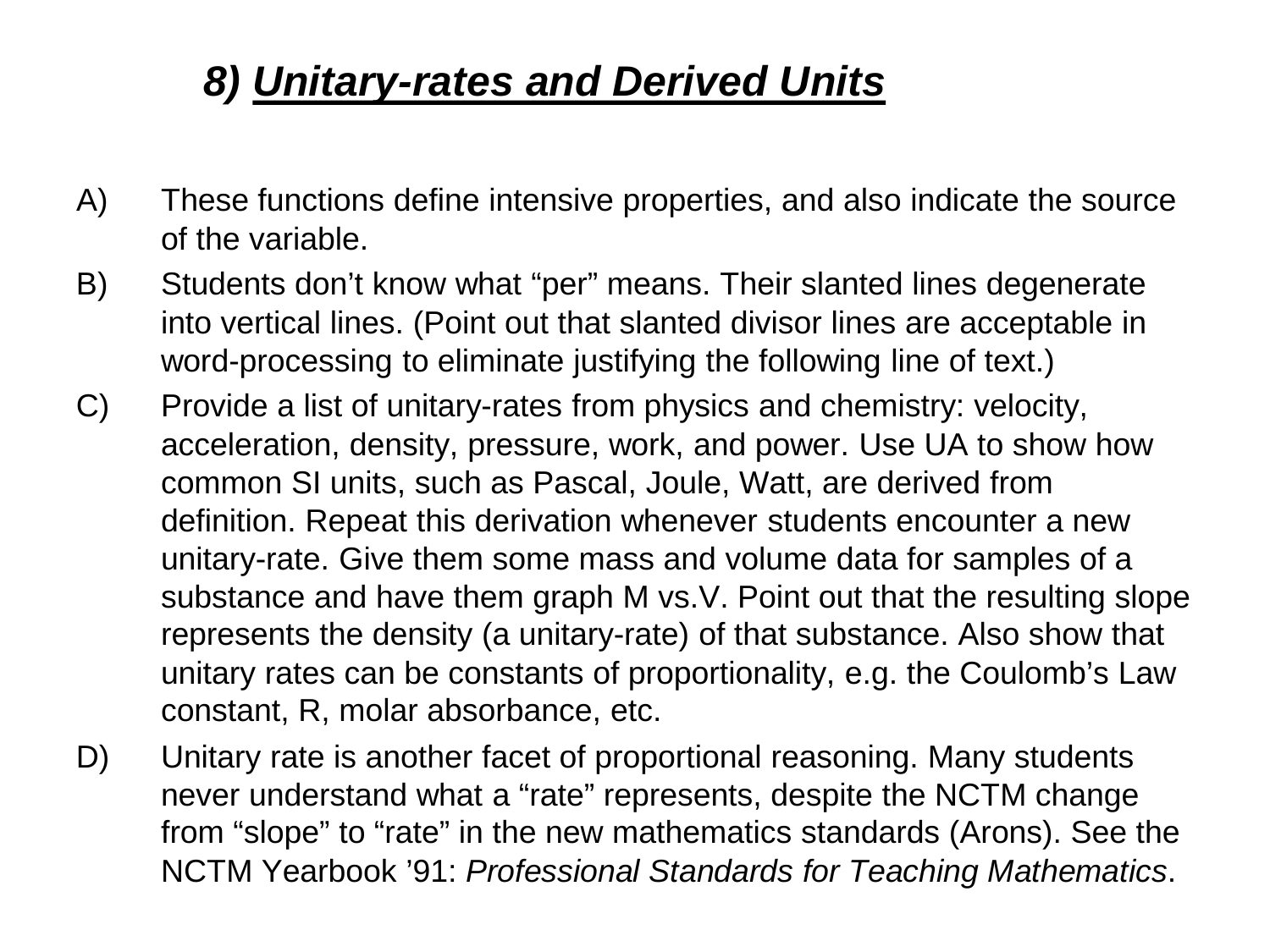## 8) ***Unitary-rates and Derived Units***

A) These functions define intensive properties, and also indicate the source of the variable.

B) Students don't know what "per" means. Their slanted lines degenerate into vertical lines. (Point out that slanted divisor lines are acceptable in word-processing to eliminate justifying the following line of text.)

C) Provide a list of unitary-rates from physics and chemistry: velocity, acceleration, density, pressure, work, and power. Use UA to show how common SI units, such as Pascal, Joule, Watt, are derived from definition. Repeat this derivation whenever students encounter a new unitary-rate. Give them some mass and volume data for samples of a substance and have them graph M vs.V. Point out that the resulting slope represents the density (a unitary-rate) of that substance. Also show that unitary rates can be constants of proportionality, e.g. the Coulomb's Law constant, R, molar absorbance, etc.

D) Unitary rate is another facet of proportional reasoning. Many students never understand what a "rate" represents, despite the NCTM change from "slope" to "rate" in the new mathematics standards (Arons). See the NCTM Yearbook '91: *Professional Standards for Teaching Mathematics*.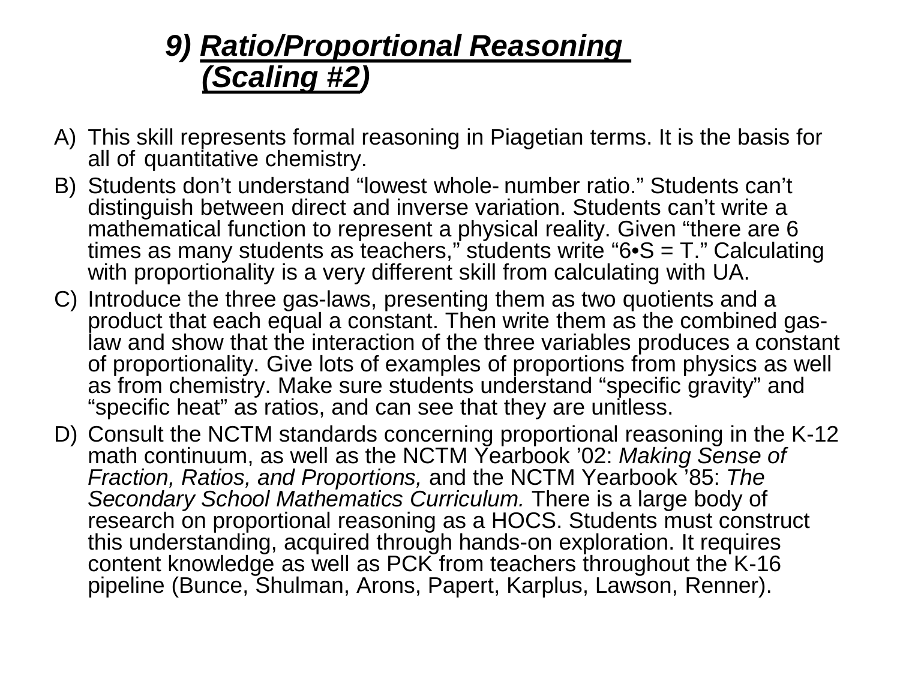# *9) Ratio/Proportional Reasoning (Scaling #2)*

A) This skill represents formal reasoning in Piagetian terms. It is the basis for all of quantitative chemistry.

B) Students don't understand "lowest whole- number ratio." Students can't distinguish between direct and inverse variation. Students can't write a mathematical function to represent a physical reality. Given "there are 6 times as many students as teachers," students write "6•S = T." Calculating with proportionality is a very different skill from calculating with UA.

C) Introduce the three gas-laws, presenting them as two quotients and a product that each equal a constant. Then write them as the combined gas-law and show that the interaction of the three variables produces a constant of proportionality. Give lots of examples of proportions from physics as well as from chemistry. Make sure students understand "specific gravity" and "specific heat" as ratios, and can see that they are unitless.

D) Consult the NCTM standards concerning proportional reasoning in the K-12 math continuum, as well as the NCTM Yearbook '02: *Making Sense of Fraction, Ratios, and Proportions,* and the NCTM Yearbook '85: *The Secondary School Mathematics Curriculum.* There is a large body of research on proportional reasoning as a HOCS. Students must construct this understanding, acquired through hands-on exploration. It requires content knowledge as well as PCK from teachers throughout the K-16 pipeline (Bunce, Shulman, Arons, Papert, Karplus, Lawson, Renner).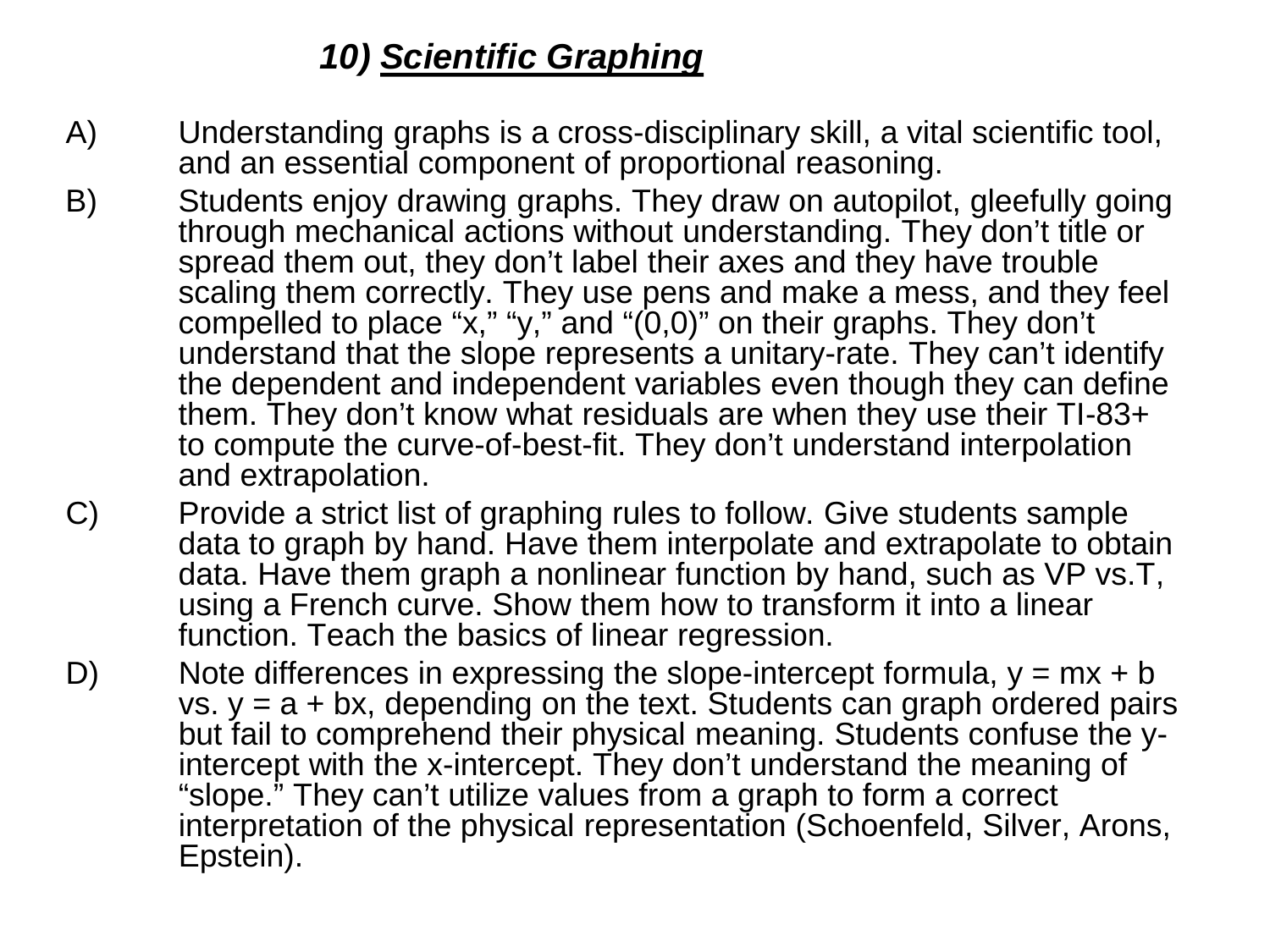## 10) ***Scientific Graphing***

A) Understanding graphs is a cross-disciplinary skill, a vital scientific tool, and an essential component of proportional reasoning.

B) Students enjoy drawing graphs. They draw on autopilot, gleefully going through mechanical actions without understanding. They don't title or spread them out, they don't label their axes and they have trouble scaling them correctly. They use pens and make a mess, and they feel compelled to place "x," "y," and "(0,0)" on their graphs. They don't understand that the slope represents a unitary-rate. They can't identify the dependent and independent variables even though they can define them. They don't know what residuals are when they use their TI-83+ to compute the curve-of-best-fit. They don't understand interpolation and extrapolation.

C) Provide a strict list of graphing rules to follow. Give students sample data to graph by hand. Have them interpolate and extrapolate to obtain data. Have them graph a nonlinear function by hand, such as VP vs.T, using a French curve. Show them how to transform it into a linear function. Teach the basics of linear regression.

D) Note differences in expressing the slope-intercept formula, $y = mx + b$ vs. $y = a + bx$, depending on the text. Students can graph ordered pairs but fail to comprehend their physical meaning. Students confuse the y-intercept with the x-intercept. They don't understand the meaning of "slope." They can't utilize values from a graph to form a correct interpretation of the physical representation (Schoenfeld, Silver, Arons, Epstein).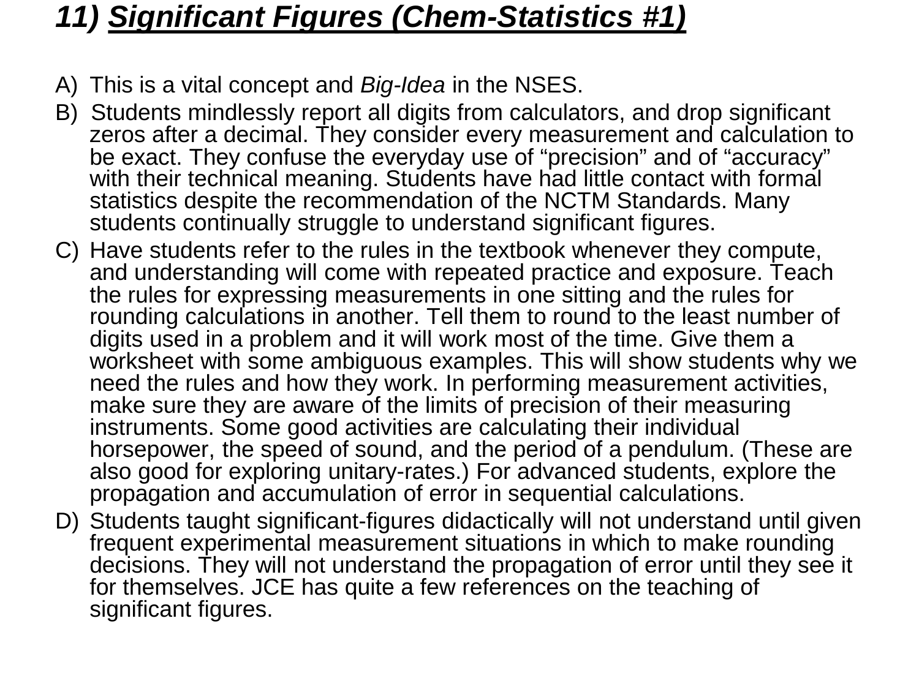## ***11) Significant Figures (Chem-Statistics #1)***

A) This is a vital concept and *Big-Idea* in the NSES.

B) Students mindlessly report all digits from calculators, and drop significant zeros after a decimal. They consider every measurement and calculation to be exact. They confuse the everyday use of "precision" and of "accuracy" with their technical meaning. Students have had little contact with formal statistics despite the recommendation of the NCTM Standards. Many students continually struggle to understand significant figures.

C) Have students refer to the rules in the textbook whenever they compute, and understanding will come with repeated practice and exposure. Teach the rules for expressing measurements in one sitting and the rules for rounding calculations in another. Tell them to round to the least number of digits used in a problem and it will work most of the time. Give them a worksheet with some ambiguous examples. This will show students why we need the rules and how they work. In performing measurement activities, make sure they are aware of the limits of precision of their measuring instruments. Some good activities are calculating their individual horsepower, the speed of sound, and the period of a pendulum. (These are also good for exploring unitary-rates.) For advanced students, explore the propagation and accumulation of error in sequential calculations.

D) Students taught significant-figures didactically will not understand until given frequent experimental measurement situations in which to make rounding decisions. They will not understand the propagation of error until they see it for themselves. JCE has quite a few references on the teaching of significant figures.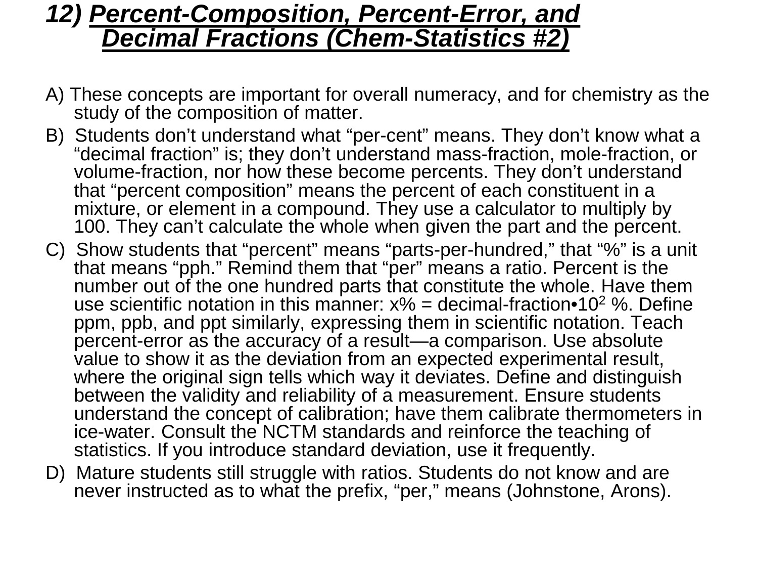## *12) Percent-Composition, Percent-Error, and Decimal Fractions (Chem-Statistics #2)*

A) These concepts are important for overall numeracy, and for chemistry as the study of the composition of matter.

B) Students don't understand what "per-cent" means. They don't know what a "decimal fraction" is; they don't understand mass-fraction, mole-fraction, or volume-fraction, nor how these become percents. They don't understand that "percent composition" means the percent of each constituent in a mixture, or element in a compound. They use a calculator to multiply by 100. They can't calculate the whole when given the part and the percent.

C) Show students that "percent" means "parts-per-hundred," that "%" is a unit that means "pph." Remind them that "per" means a ratio. Percent is the number out of the one hundred parts that constitute the whole. Have them use scientific notation in this manner: $x\% = \text{decimal-fraction} \cdot 10^2\ \%$. Define ppm, ppb, and ppt similarly, expressing them in scientific notation. Teach percent-error as the accuracy of a result—a comparison. Use absolute value to show it as the deviation from an expected experimental result, where the original sign tells which way it deviates. Define and distinguish between the validity and reliability of a measurement. Ensure students understand the concept of calibration; have them calibrate thermometers in ice-water. Consult the NCTM standards and reinforce the teaching of statistics. If you introduce standard deviation, use it frequently.

D) Mature students still struggle with ratios. Students do not know and are never instructed as to what the prefix, "per," means (Johnstone, Arons).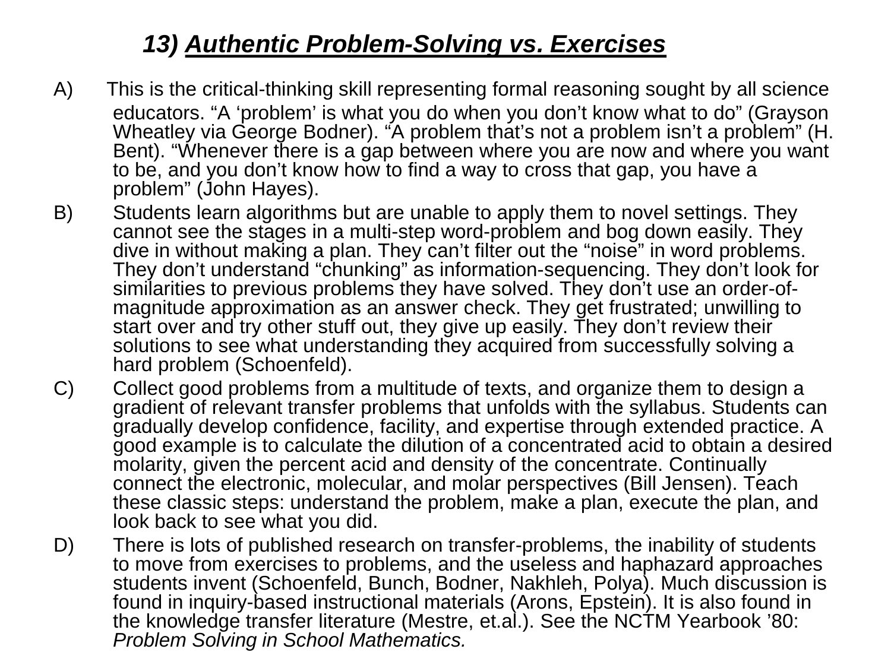## *13) Authentic Problem-Solving vs. Exercises*

A) This is the critical-thinking skill representing formal reasoning sought by all science educators. “A ‘problem’ is what you do when you don’t know what to do” (Grayson Wheatley via George Bodner). “A problem that’s not a problem isn’t a problem” (H. Bent). “Whenever there is a gap between where you are now and where you want to be, and you don’t know how to find a way to cross that gap, you have a problem” (John Hayes).

B) Students learn algorithms but are unable to apply them to novel settings. They cannot see the stages in a multi-step word-problem and bog down easily. They dive in without making a plan. They can’t filter out the “noise” in word problems. They don’t understand “chunking” as information-sequencing. They don’t look for similarities to previous problems they have solved. They don’t use an order-of-magnitude approximation as an answer check. They get frustrated; unwilling to start over and try other stuff out, they give up easily. They don’t review their solutions to see what understanding they acquired from successfully solving a hard problem (Schoenfeld).

C) Collect good problems from a multitude of texts, and organize them to design a gradient of relevant transfer problems that unfolds with the syllabus. Students can gradually develop confidence, facility, and expertise through extended practice. A good example is to calculate the dilution of a concentrated acid to obtain a desired molarity, given the percent acid and density of the concentrate. Continually connect the electronic, molecular, and molar perspectives (Bill Jensen). Teach these classic steps: understand the problem, make a plan, execute the plan, and look back to see what you did.

D) There is lots of published research on transfer-problems, the inability of students to move from exercises to problems, and the useless and haphazard approaches students invent (Schoenfeld, Bunch, Bodner, Nakhleh, Polya). Much discussion is found in inquiry-based instructional materials (Arons, Epstein). It is also found in the knowledge transfer literature (Mestre, et.al.). See the NCTM Yearbook ’80: *Problem Solving in School Mathematics.*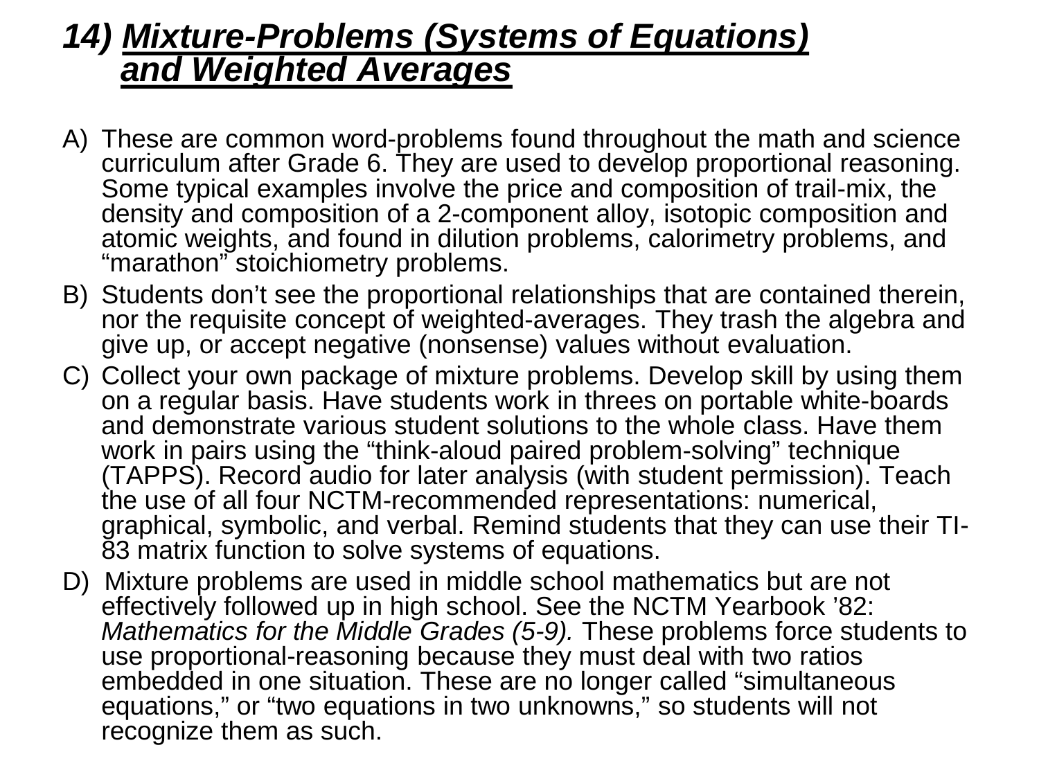# *14) Mixture-Problems (Systems of Equations) and Weighted Averages*

A) These are common word-problems found throughout the math and science curriculum after Grade 6. They are used to develop proportional reasoning. Some typical examples involve the price and composition of trail-mix, the density and composition of a 2-component alloy, isotopic composition and atomic weights, and found in dilution problems, calorimetry problems, and "marathon" stoichiometry problems.

B) Students don't see the proportional relationships that are contained therein, nor the requisite concept of weighted-averages. They trash the algebra and give up, or accept negative (nonsense) values without evaluation.

C) Collect your own package of mixture problems. Develop skill by using them on a regular basis. Have students work in threes on portable white-boards and demonstrate various student solutions to the whole class. Have them work in pairs using the "think-aloud paired problem-solving" technique (TAPPS). Record audio for later analysis (with student permission). Teach the use of all four NCTM-recommended representations: numerical, graphical, symbolic, and verbal. Remind students that they can use their TI-83 matrix function to solve systems of equations.

D) Mixture problems are used in middle school mathematics but are not effectively followed up in high school. See the NCTM Yearbook '82: *Mathematics for the Middle Grades (5-9).* These problems force students to use proportional-reasoning because they must deal with two ratios embedded in one situation. These are no longer called "simultaneous equations," or "two equations in two unknowns," so students will not recognize them as such.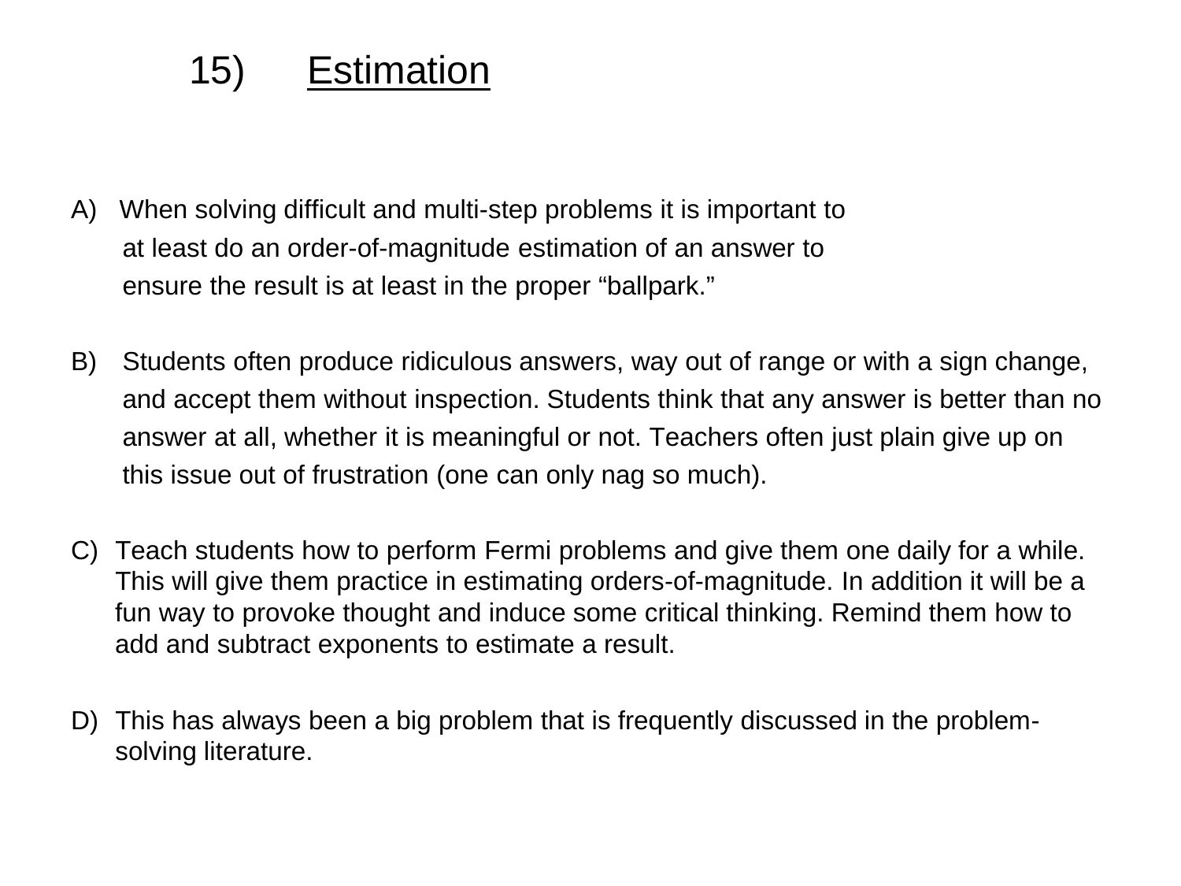# 15) <u>Estimation</u>

A) When solving difficult and multi-step problems it is important to at least do an order-of-magnitude estimation of an answer to ensure the result is at least in the proper "ballpark."

B) Students often produce ridiculous answers, way out of range or with a sign change, and accept them without inspection. Students think that any answer is better than no answer at all, whether it is meaningful or not. Teachers often just plain give up on this issue out of frustration (one can only nag so much).

C) Teach students how to perform Fermi problems and give them one daily for a while. This will give them practice in estimating orders-of-magnitude. In addition it will be a fun way to provoke thought and induce some critical thinking. Remind them how to add and subtract exponents to estimate a result.

D) This has always been a big problem that is frequently discussed in the problem-solving literature.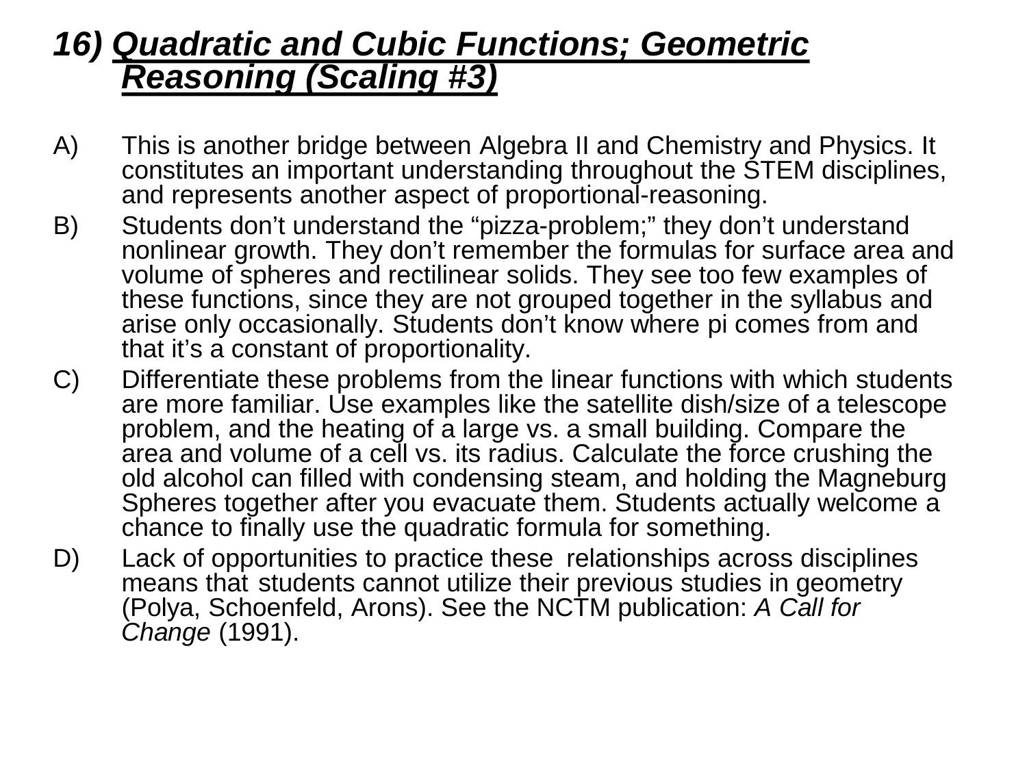## *16) Quadratic and Cubic Functions; Geometric Reasoning (Scaling #3)*

A) This is another bridge between Algebra II and Chemistry and Physics. It constitutes an important understanding throughout the STEM disciplines, and represents another aspect of proportional-reasoning.

B) Students don't understand the "pizza-problem;" they don't understand nonlinear growth. They don't remember the formulas for surface area and volume of spheres and rectilinear solids. They see too few examples of these functions, since they are not grouped together in the syllabus and arise only occasionally. Students don't know where pi comes from and that it's a constant of proportionality.

C) Differentiate these problems from the linear functions with which students are more familiar. Use examples like the satellite dish/size of a telescope problem, and the heating of a large vs. a small building. Compare the area and volume of a cell vs. its radius. Calculate the force crushing the old alcohol can filled with condensing steam, and holding the Magneburg Spheres together after you evacuate them. Students actually welcome a chance to finally use the quadratic formula for something.

D) Lack of opportunities to practice these relationships across disciplines means that students cannot utilize their previous studies in geometry (Polya, Schoenfeld, Arons). See the NCTM publication: *A Call for Change* (1991).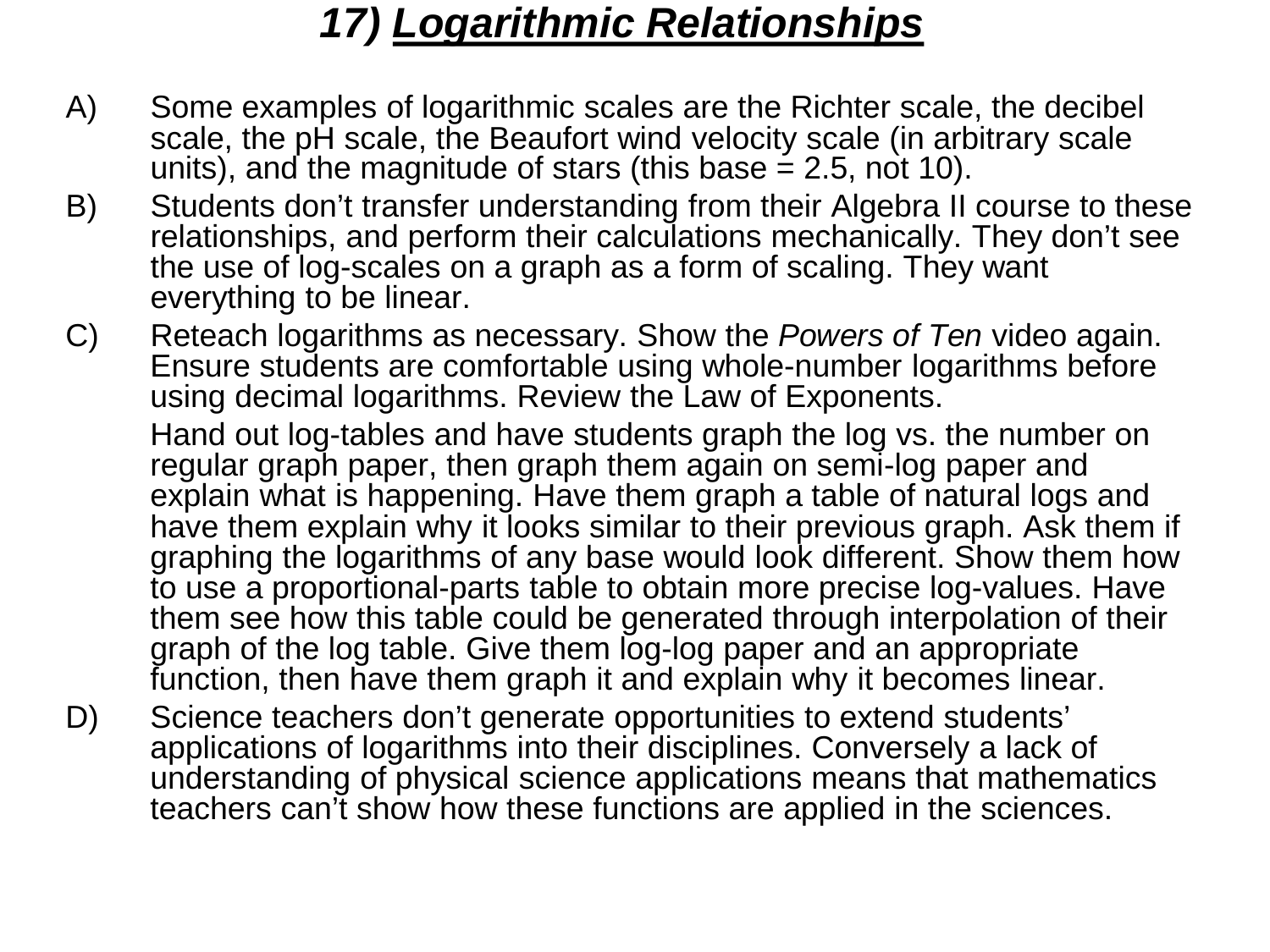# 17) *Logarithmic Relationships*

A) Some examples of logarithmic scales are the Richter scale, the decibel scale, the pH scale, the Beaufort wind velocity scale (in arbitrary scale units), and the magnitude of stars (this base = 2.5, not 10).

B) Students don't transfer understanding from their Algebra II course to these relationships, and perform their calculations mechanically. They don't see the use of log-scales on a graph as a form of scaling. They want everything to be linear.

C) Reteach logarithms as necessary. Show the *Powers of Ten* video again. Ensure students are comfortable using whole-number logarithms before using decimal logarithms. Review the Law of Exponents.

   Hand out log-tables and have students graph the log vs. the number on regular graph paper, then graph them again on semi-log paper and explain what is happening. Have them graph a table of natural logs and have them explain why it looks similar to their previous graph. Ask them if graphing the logarithms of any base would look different. Show them how to use a proportional-parts table to obtain more precise log-values. Have them see how this table could be generated through interpolation of their graph of the log table. Give them log-log paper and an appropriate function, then have them graph it and explain why it becomes linear.

D) Science teachers don't generate opportunities to extend students' applications of logarithms into their disciplines. Conversely a lack of understanding of physical science applications means that mathematics teachers can't show how these functions are applied in the sciences.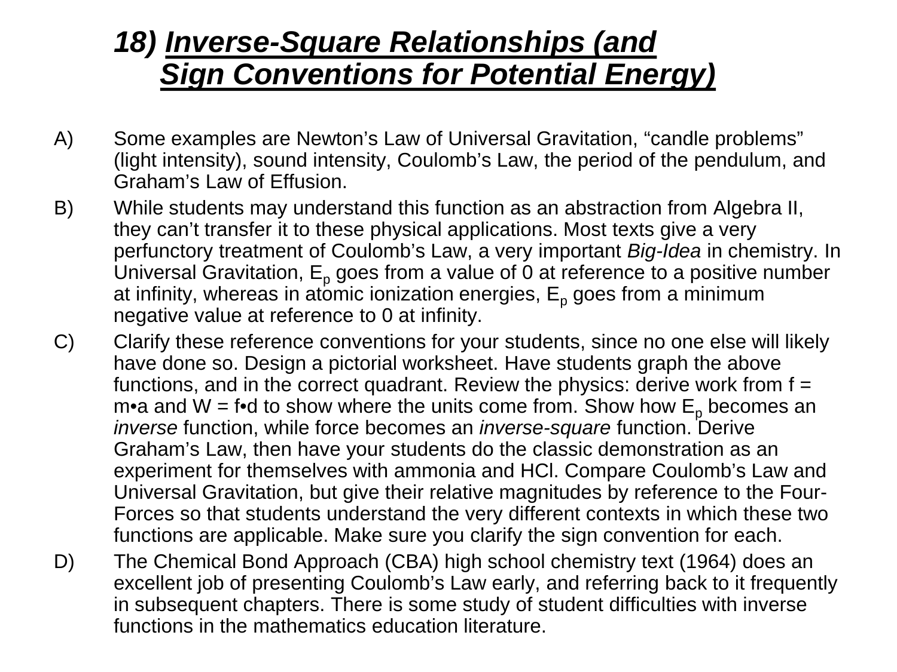## 18) Inverse-Square Relationships (and Sign Conventions for Potential Energy)

A) Some examples are Newton's Law of Universal Gravitation, "candle problems" (light intensity), sound intensity, Coulomb's Law, the period of the pendulum, and Graham's Law of Effusion.

B) While students may understand this function as an abstraction from Algebra II, they can't transfer it to these physical applications. Most texts give a very perfunctory treatment of Coulomb's Law, a very important *Big-Idea* in chemistry. In Universal Gravitation, $E_p$ goes from a value of 0 at reference to a positive number at infinity, whereas in atomic ionization energies, $E_p$ goes from a minimum negative value at reference to 0 at infinity.

C) Clarify these reference conventions for your students, since no one else will likely have done so. Design a pictorial worksheet. Have students graph the above functions, and in the correct quadrant. Review the physics: derive work from $f = m \bullet a$ and $W = f \bullet d$ to show where the units come from. Show how $E_p$ becomes an *inverse* function, while force becomes an *inverse-square* function. Derive Graham's Law, then have your students do the classic demonstration as an experiment for themselves with ammonia and HCl. Compare Coulomb's Law and Universal Gravitation, but give their relative magnitudes by reference to the Four-Forces so that students understand the very different contexts in which these two functions are applicable. Make sure you clarify the sign convention for each.

D) The Chemical Bond Approach (CBA) high school chemistry text (1964) does an excellent job of presenting Coulomb's Law early, and referring back to it frequently in subsequent chapters. There is some study of student difficulties with inverse functions in the mathematics education literature.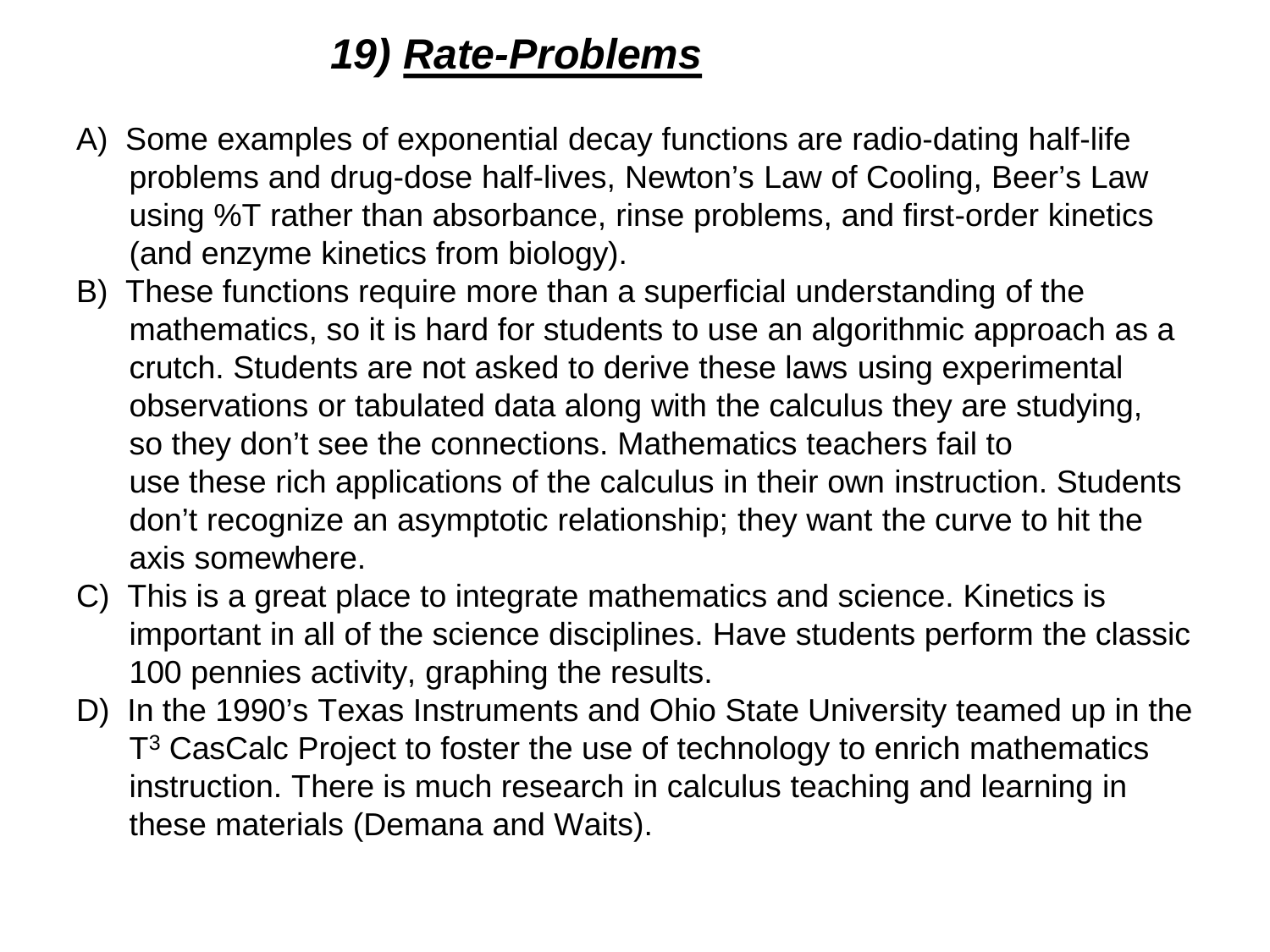# 19) ***Rate-Problems***

A) Some examples of exponential decay functions are radio-dating half-life problems and drug-dose half-lives, Newton's Law of Cooling, Beer's Law using %T rather than absorbance, rinse problems, and first-order kinetics (and enzyme kinetics from biology).

B) These functions require more than a superficial understanding of the mathematics, so it is hard for students to use an algorithmic approach as a crutch. Students are not asked to derive these laws using experimental observations or tabulated data along with the calculus they are studying, so they don't see the connections. Mathematics teachers fail to use these rich applications of the calculus in their own instruction. Students don't recognize an asymptotic relationship; they want the curve to hit the axis somewhere.

C) This is a great place to integrate mathematics and science. Kinetics is important in all of the science disciplines. Have students perform the classic 100 pennies activity, graphing the results.

D) In the 1990's Texas Instruments and Ohio State University teamed up in the $T^3$ CasCalc Project to foster the use of technology to enrich mathematics instruction. There is much research in calculus teaching and learning in these materials (Demana and Waits).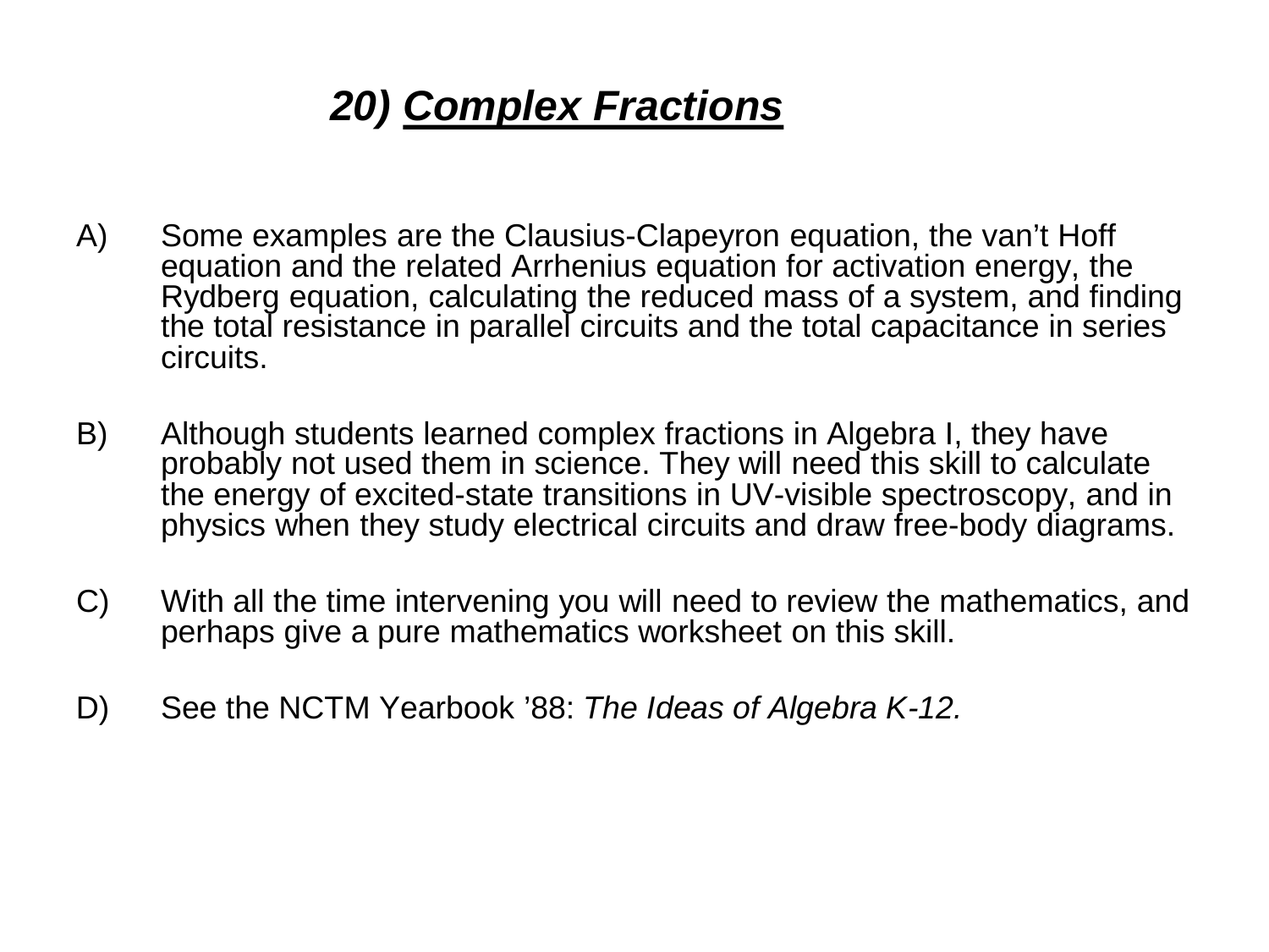# 20) Complex Fractions

A) Some examples are the Clausius-Clapeyron equation, the van't Hoff equation and the related Arrhenius equation for activation energy, the Rydberg equation, calculating the reduced mass of a system, and finding the total resistance in parallel circuits and the total capacitance in series circuits.

B) Although students learned complex fractions in Algebra I, they have probably not used them in science. They will need this skill to calculate the energy of excited-state transitions in UV-visible spectroscopy, and in physics when they study electrical circuits and draw free-body diagrams.

C) With all the time intervening you will need to review the mathematics, and perhaps give a pure mathematics worksheet on this skill.

D) See the NCTM Yearbook '88: *The Ideas of Algebra K-12.*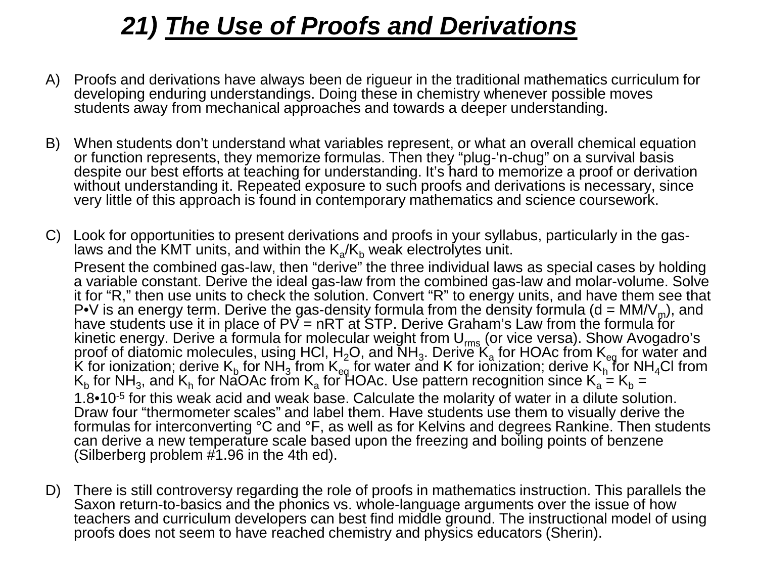# 21) ***The Use of Proofs and Derivations***

A) Proofs and derivations have always been de rigueur in the traditional mathematics curriculum for developing enduring understandings. Doing these in chemistry whenever possible moves students away from mechanical approaches and towards a deeper understanding.

B) When students don't understand what variables represent, or what an overall chemical equation or function represents, they memorize formulas. Then they "plug-'n-chug" on a survival basis despite our best efforts at teaching for understanding. It's hard to memorize a proof or derivation without understanding it. Repeated exposure to such proofs and derivations is necessary, since very little of this approach is found in contemporary mathematics and science coursework.

C) Look for opportunities to present derivations and proofs in your syllabus, particularly in the gas-laws and the KMT units, and within the $K_a/K_b$ weak electrolytes unit.

Present the combined gas-law, then "derive" the three individual laws as special cases by holding a variable constant. Derive the ideal gas-law from the combined gas-law and molar-volume. Solve it for "R," then use units to check the solution. Convert "R" to energy units, and have them see that P•V is an energy term. Derive the gas-density formula from the density formula ($d = MM/V_m$), and have students use it in place of PV = nRT at STP. Derive Graham's Law from the formula for kinetic energy. Derive a formula for molecular weight from $U_{rms}$ (or vice versa). Show Avogadro's proof of diatomic molecules, using HCl, $H_2O$, and $NH_3$. Derive $K_a$ for HOAc from $K_{eq}$ for water and K for ionization; derive $K_b$ for $NH_3$ from $K_{eq}$ for water and K for ionization; derive $K_h$ for $NH_4Cl$ from $K_b$ for $NH_3$, and $K_h$ for NaOAc from $K_a$ for HOAc. Use pattern recognition since $K_a = K_b = 1.8 \cdot 10^{-5}$ for this weak acid and weak base. Calculate the molarity of water in a dilute solution. Draw four "thermometer scales" and label them. Have students use them to visually derive the formulas for interconverting °C and °F, as well as for Kelvins and degrees Rankine. Then students can derive a new temperature scale based upon the freezing and boiling points of benzene (Silberberg problem #1.96 in the 4th ed).

D) There is still controversy regarding the role of proofs in mathematics instruction. This parallels the Saxon return-to-basics and the phonics vs. whole-language arguments over the issue of how teachers and curriculum developers can best find middle ground. The instructional model of using proofs does not seem to have reached chemistry and physics educators (Sherin).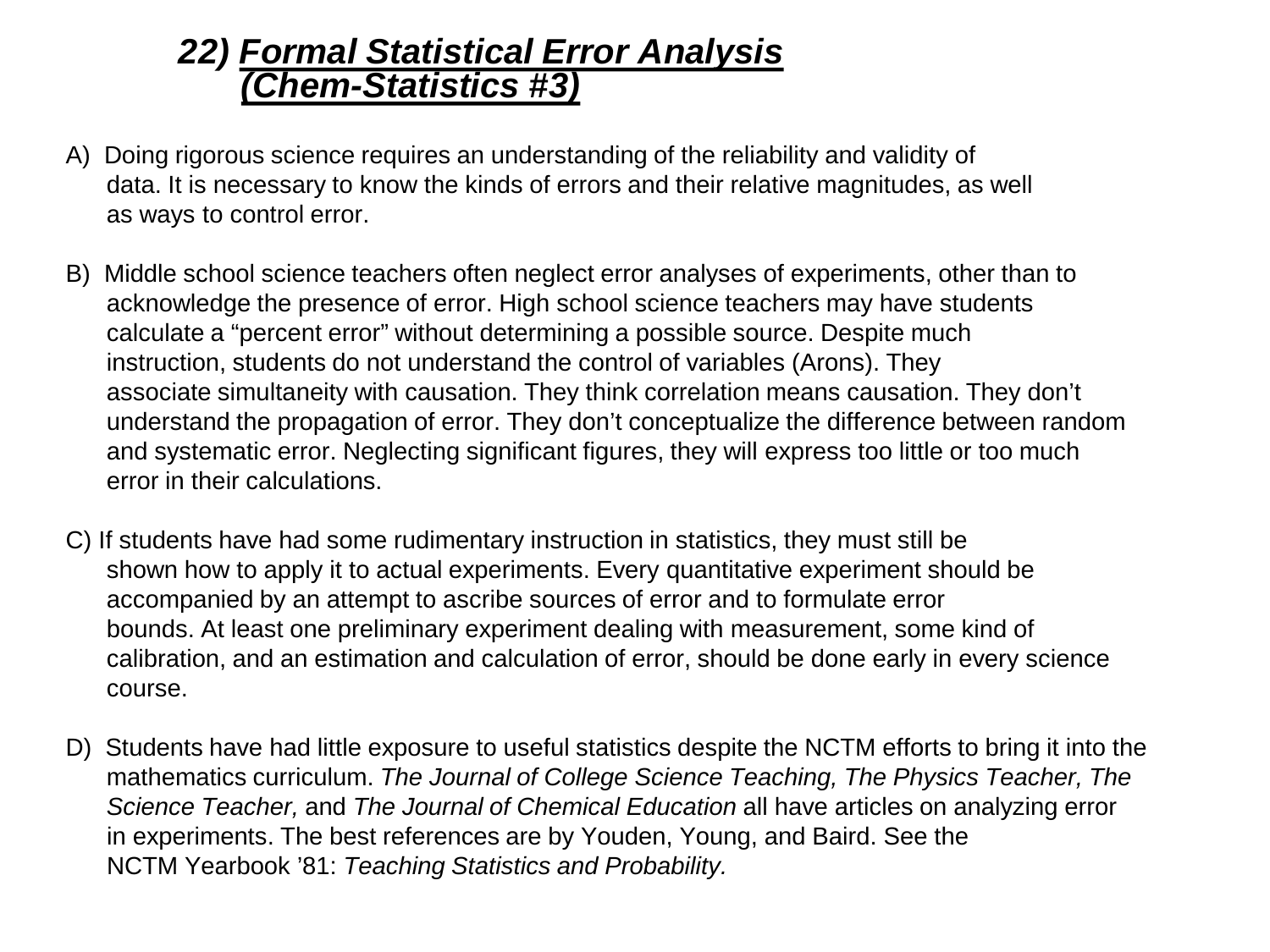## *22) Formal Statistical Error Analysis (Chem-Statistics #3)*

A) Doing rigorous science requires an understanding of the reliability and validity of data. It is necessary to know the kinds of errors and their relative magnitudes, as well as ways to control error.

B) Middle school science teachers often neglect error analyses of experiments, other than to acknowledge the presence of error. High school science teachers may have students calculate a "percent error" without determining a possible source. Despite much instruction, students do not understand the control of variables (Arons). They associate simultaneity with causation. They think correlation means causation. They don't understand the propagation of error. They don't conceptualize the difference between random and systematic error. Neglecting significant figures, they will express too little or too much error in their calculations.

C) If students have had some rudimentary instruction in statistics, they must still be shown how to apply it to actual experiments. Every quantitative experiment should be accompanied by an attempt to ascribe sources of error and to formulate error bounds. At least one preliminary experiment dealing with measurement, some kind of calibration, and an estimation and calculation of error, should be done early in every science course.

D) Students have had little exposure to useful statistics despite the NCTM efforts to bring it into the mathematics curriculum. *The Journal of College Science Teaching, The Physics Teacher, The Science Teacher,* and *The Journal of Chemical Education* all have articles on analyzing error in experiments. The best references are by Youden, Young, and Baird. See the NCTM Yearbook '81: *Teaching Statistics and Probability.*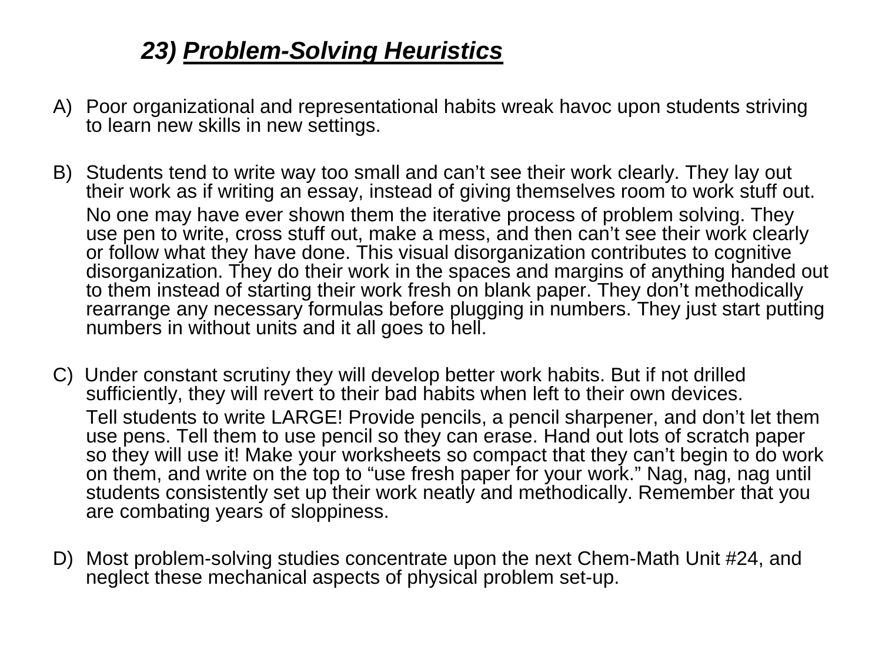## ***23) <u>Problem-Solving Heuristics</u>***

A) Poor organizational and representational habits wreak havoc upon students striving to learn new skills in new settings.

B) Students tend to write way too small and can't see their work clearly. They lay out their work as if writing an essay, instead of giving themselves room to work stuff out.

No one may have ever shown them the iterative process of problem solving. They use pen to write, cross stuff out, make a mess, and then can't see their work clearly or follow what they have done. This visual disorganization contributes to cognitive disorganization. They do their work in the spaces and margins of anything handed out to them instead of starting their work fresh on blank paper. They don't methodically rearrange any necessary formulas before plugging in numbers. They just start putting numbers in without units and it all goes to hell.

C) Under constant scrutiny they will develop better work habits. But if not drilled sufficiently, they will revert to their bad habits when left to their own devices.

Tell students to write LARGE! Provide pencils, a pencil sharpener, and don't let them use pens. Tell them to use pencil so they can erase. Hand out lots of scratch paper so they will use it! Make your worksheets so compact that they can't begin to do work on them, and write on the top to "use fresh paper for your work." Nag, nag, nag until students consistently set up their work neatly and methodically. Remember that you are combating years of sloppiness.

D) Most problem-solving studies concentrate upon the next Chem-Math Unit #24, and neglect these mechanical aspects of physical problem set-up.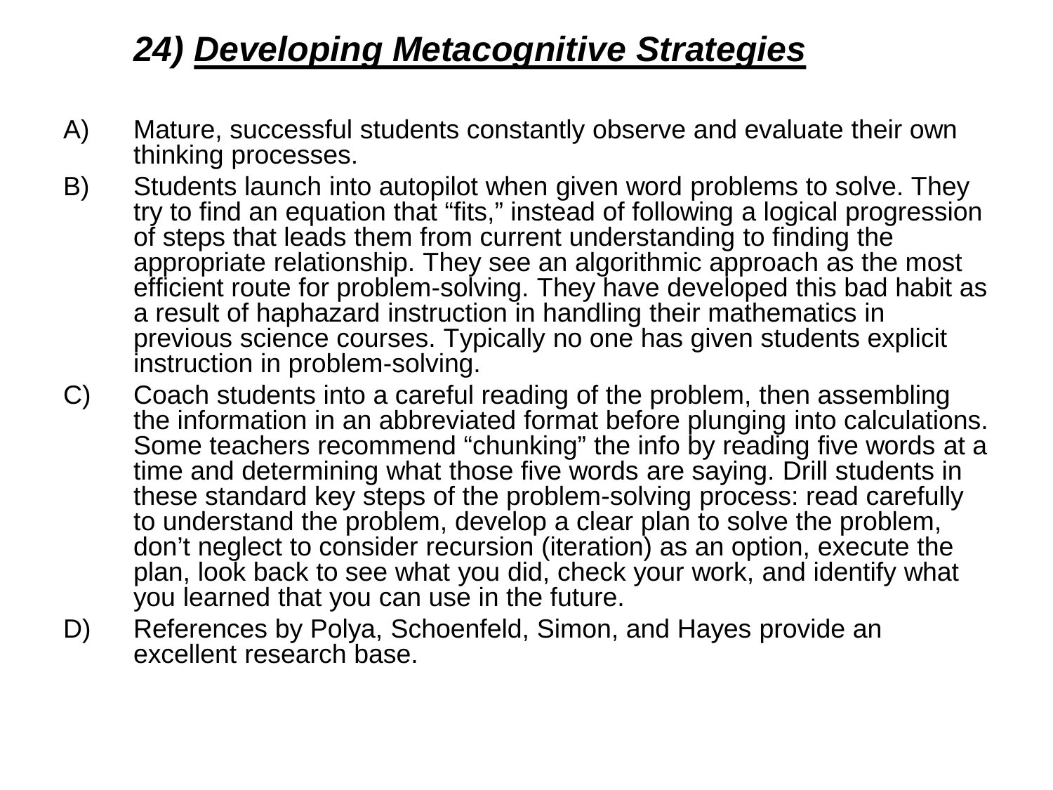# *24) <u>Developing Metacognitive Strategies</u>*

A) Mature, successful students constantly observe and evaluate their own thinking processes.

B) Students launch into autopilot when given word problems to solve. They try to find an equation that "fits," instead of following a logical progression of steps that leads them from current understanding to finding the appropriate relationship. They see an algorithmic approach as the most efficient route for problem-solving. They have developed this bad habit as a result of haphazard instruction in handling their mathematics in previous science courses. Typically no one has given students explicit instruction in problem-solving.

C) Coach students into a careful reading of the problem, then assembling the information in an abbreviated format before plunging into calculations. Some teachers recommend "chunking" the info by reading five words at a time and determining what those five words are saying. Drill students in these standard key steps of the problem-solving process: read carefully to understand the problem, develop a clear plan to solve the problem, don't neglect to consider recursion (iteration) as an option, execute the plan, look back to see what you did, check your work, and identify what you learned that you can use in the future.

D) References by Polya, Schoenfeld, Simon, and Hayes provide an excellent research base.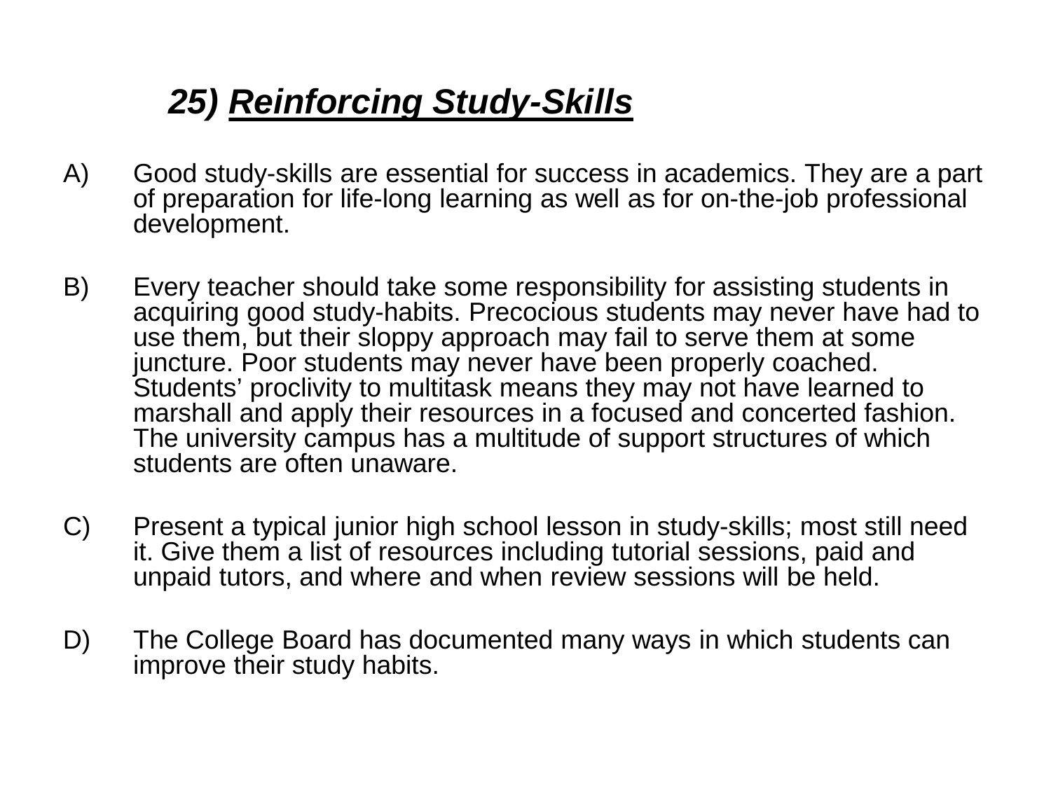## 25) ***Reinforcing Study-Skills***

A) Good study-skills are essential for success in academics. They are a part of preparation for life-long learning as well as for on-the-job professional development.

B) Every teacher should take some responsibility for assisting students in acquiring good study-habits. Precocious students may never have had to use them, but their sloppy approach may fail to serve them at some juncture. Poor students may never have been properly coached. Students' proclivity to multitask means they may not have learned to marshall and apply their resources in a focused and concerted fashion. The university campus has a multitude of support structures of which students are often unaware.

C) Present a typical junior high school lesson in study-skills; most still need it. Give them a list of resources including tutorial sessions, paid and unpaid tutors, and where and when review sessions will be held.

D) The College Board has documented many ways in which students can improve their study habits.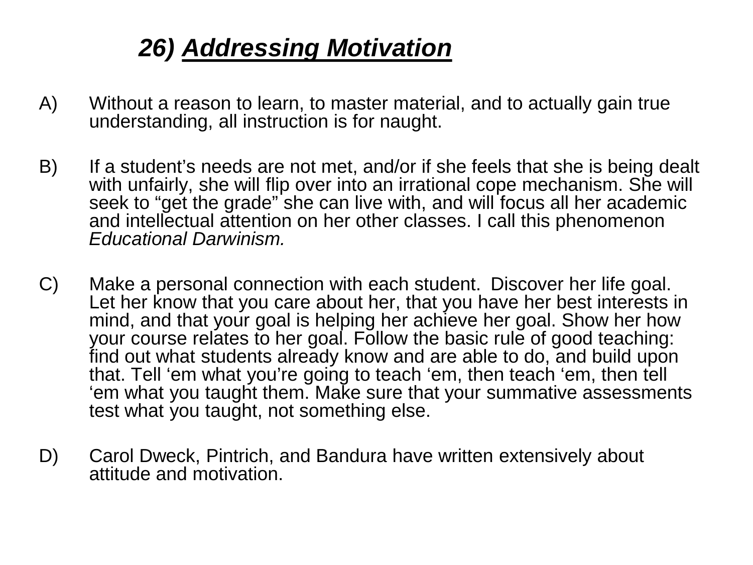## 26) ***Addressing Motivation***

A) Without a reason to learn, to master material, and to actually gain true understanding, all instruction is for naught.

B) If a student's needs are not met, and/or if she feels that she is being dealt with unfairly, she will flip over into an irrational cope mechanism. She will seek to "get the grade" she can live with, and will focus all her academic and intellectual attention on her other classes. I call this phenomenon *Educational Darwinism.*

C) Make a personal connection with each student. Discover her life goal. Let her know that you care about her, that you have her best interests in mind, and that your goal is helping her achieve her goal. Show her how your course relates to her goal. Follow the basic rule of good teaching: find out what students already know and are able to do, and build upon that. Tell 'em what you're going to teach 'em, then teach 'em, then tell 'em what you taught them. Make sure that your summative assessments test what you taught, not something else.

D) Carol Dweck, Pintrich, and Bandura have written extensively about attitude and motivation.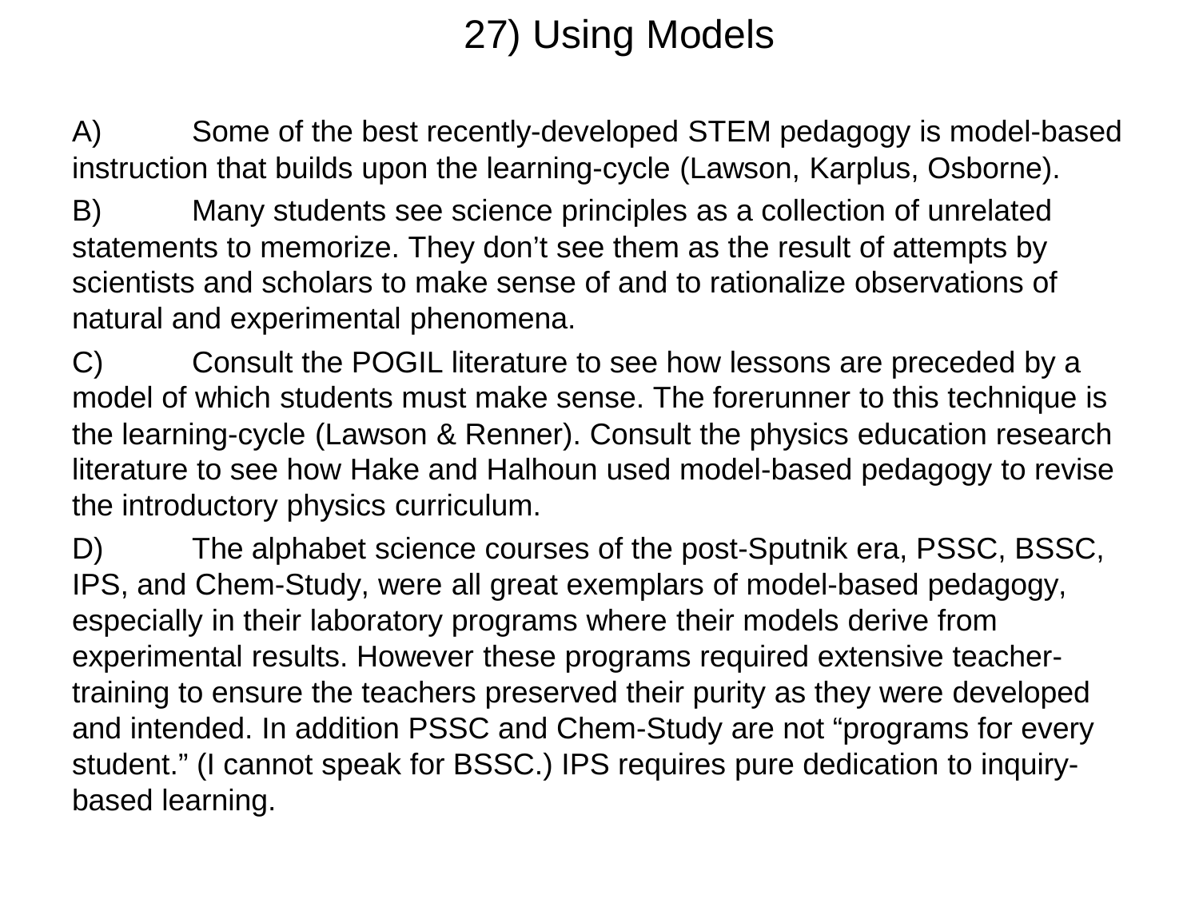# 27) Using Models

A) Some of the best recently-developed STEM pedagogy is model-based instruction that builds upon the learning-cycle (Lawson, Karplus, Osborne).

B) Many students see science principles as a collection of unrelated statements to memorize. They don't see them as the result of attempts by scientists and scholars to make sense of and to rationalize observations of natural and experimental phenomena.

C) Consult the POGIL literature to see how lessons are preceded by a model of which students must make sense. The forerunner to this technique is the learning-cycle (Lawson & Renner). Consult the physics education research literature to see how Hake and Halhoun used model-based pedagogy to revise the introductory physics curriculum.

D) The alphabet science courses of the post-Sputnik era, PSSC, BSSC, IPS, and Chem-Study, were all great exemplars of model-based pedagogy, especially in their laboratory programs where their models derive from experimental results. However these programs required extensive teacher-training to ensure the teachers preserved their purity as they were developed and intended. In addition PSSC and Chem-Study are not "programs for every student." (I cannot speak for BSSC.) IPS requires pure dedication to inquiry-based learning.